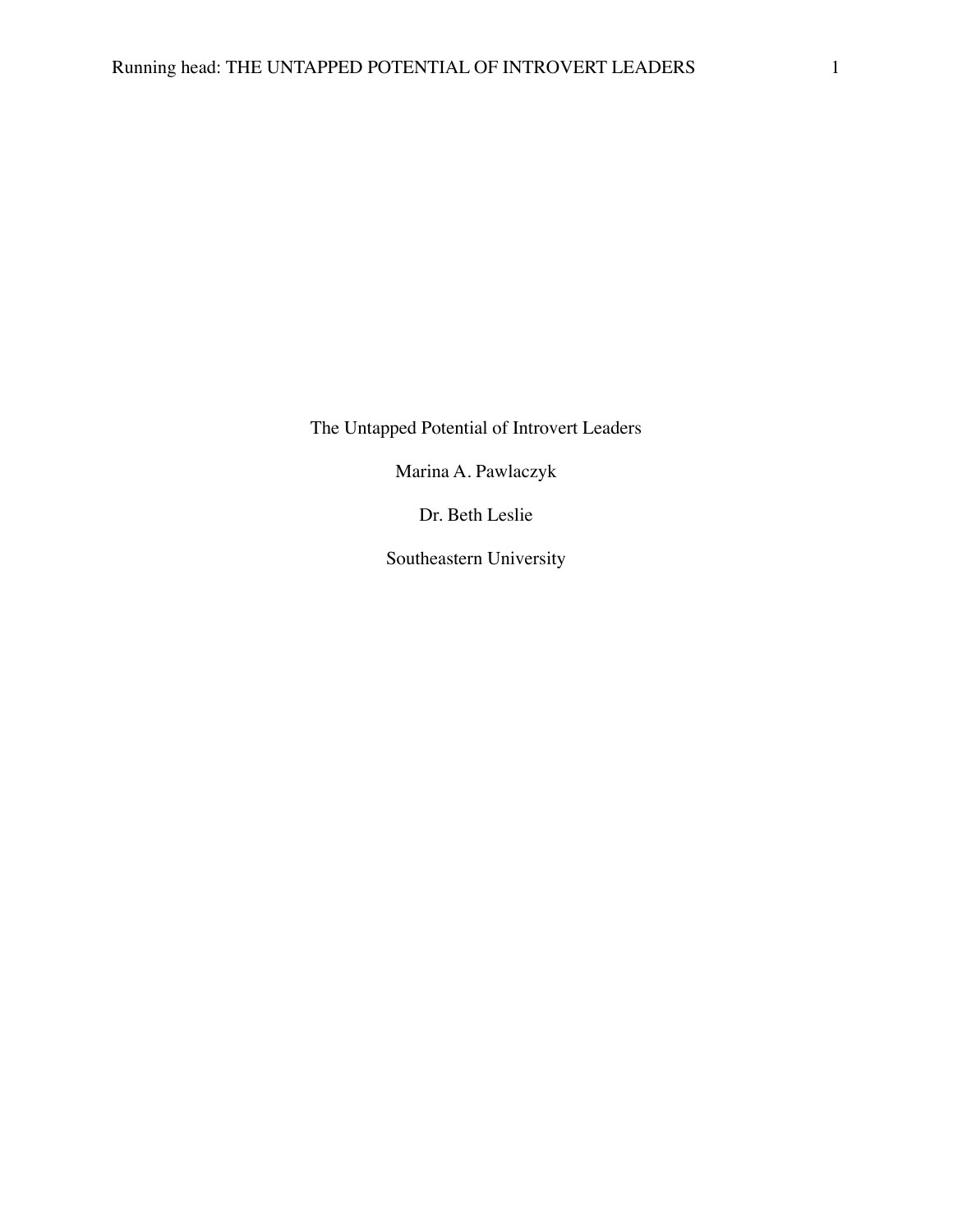# The Untapped Potential of Introvert Leaders

Marina A. Pawlaczyk

Dr. Beth Leslie

Southeastern University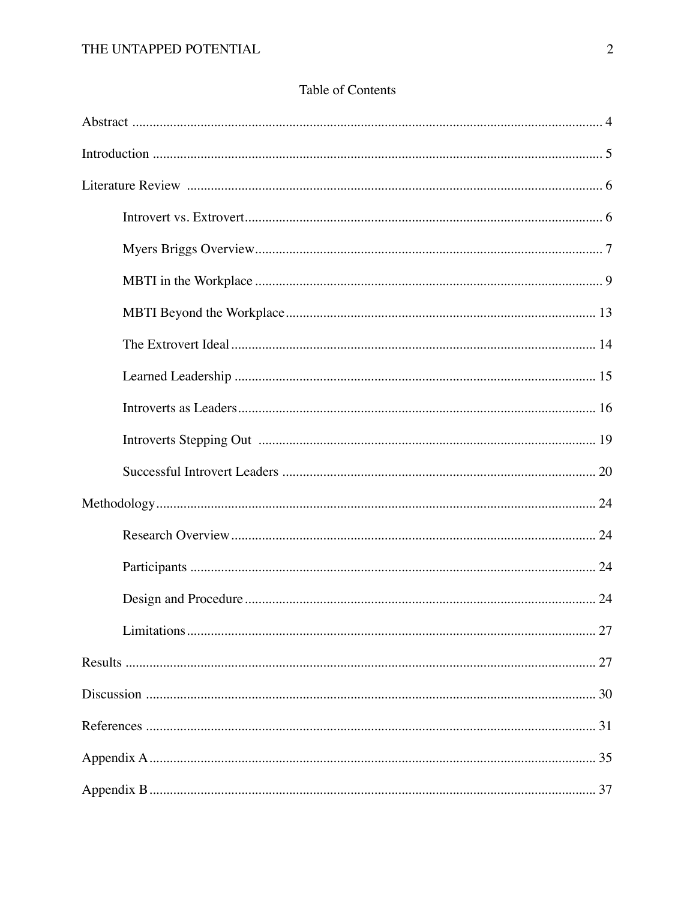## Table of Contents

Abstract ........................................................................................................................... 4

Introduction ..................................................................................................................... 5

Literature Review .......................................................................................................... 6

- Introvert vs. Extrovert........................................................................................... 6
- Myers Briggs Overview....................................................................................... 7
- MBTI in the Workplace ...................................................................................... 9
- MBTI Beyond the Workplace........................................................................... 13
- The Extrovert Ideal ........................................................................................... 14
- Learned Leadership .......................................................................................... 15
- Introverts as Leaders......................................................................................... 16
- Introverts Stepping Out .................................................................................... 19
- Successful Introvert Leaders ............................................................................ 20

Methodology.................................................................................................................. 24

- Research Overview........................................................................................... 24
- Participants ....................................................................................................... 24
- Design and Procedure ...................................................................................... 24
- Limitations........................................................................................................ 27

Results ........................................................................................................................... 27

Discussion ..................................................................................................................... 30

References ..................................................................................................................... 31

Appendix A.................................................................................................................... 35

Appendix B.................................................................................................................... 37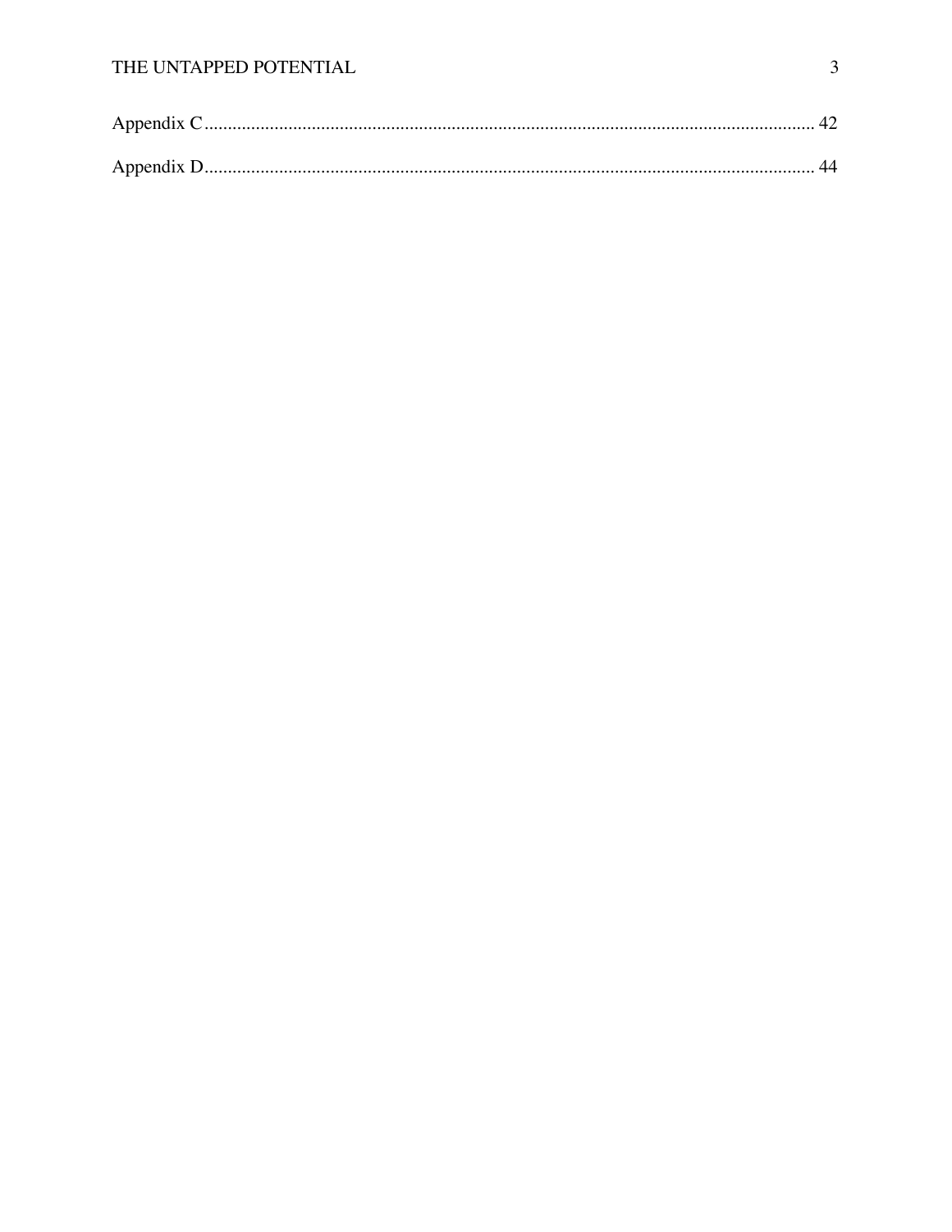Appendix C .................................................................................................................................. 42

Appendix D .................................................................................................................................. 44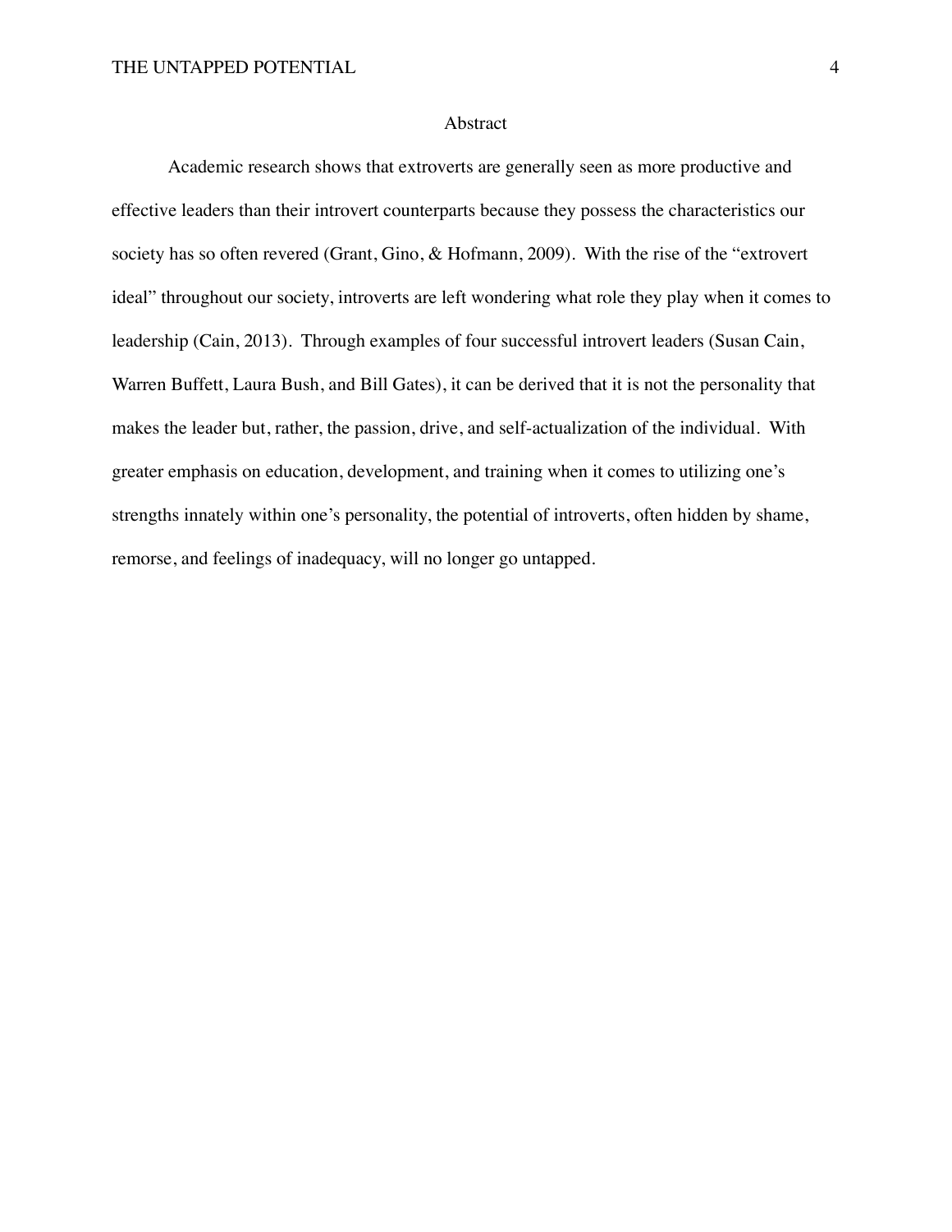## Abstract

Academic research shows that extroverts are generally seen as more productive and effective leaders than their introvert counterparts because they possess the characteristics our society has so often revered (Grant, Gino, & Hofmann, 2009). With the rise of the "extrovert ideal" throughout our society, introverts are left wondering what role they play when it comes to leadership (Cain, 2013). Through examples of four successful introvert leaders (Susan Cain, Warren Buffett, Laura Bush, and Bill Gates), it can be derived that it is not the personality that makes the leader but, rather, the passion, drive, and self-actualization of the individual. With greater emphasis on education, development, and training when it comes to utilizing one's strengths innately within one's personality, the potential of introverts, often hidden by shame, remorse, and feelings of inadequacy, will no longer go untapped.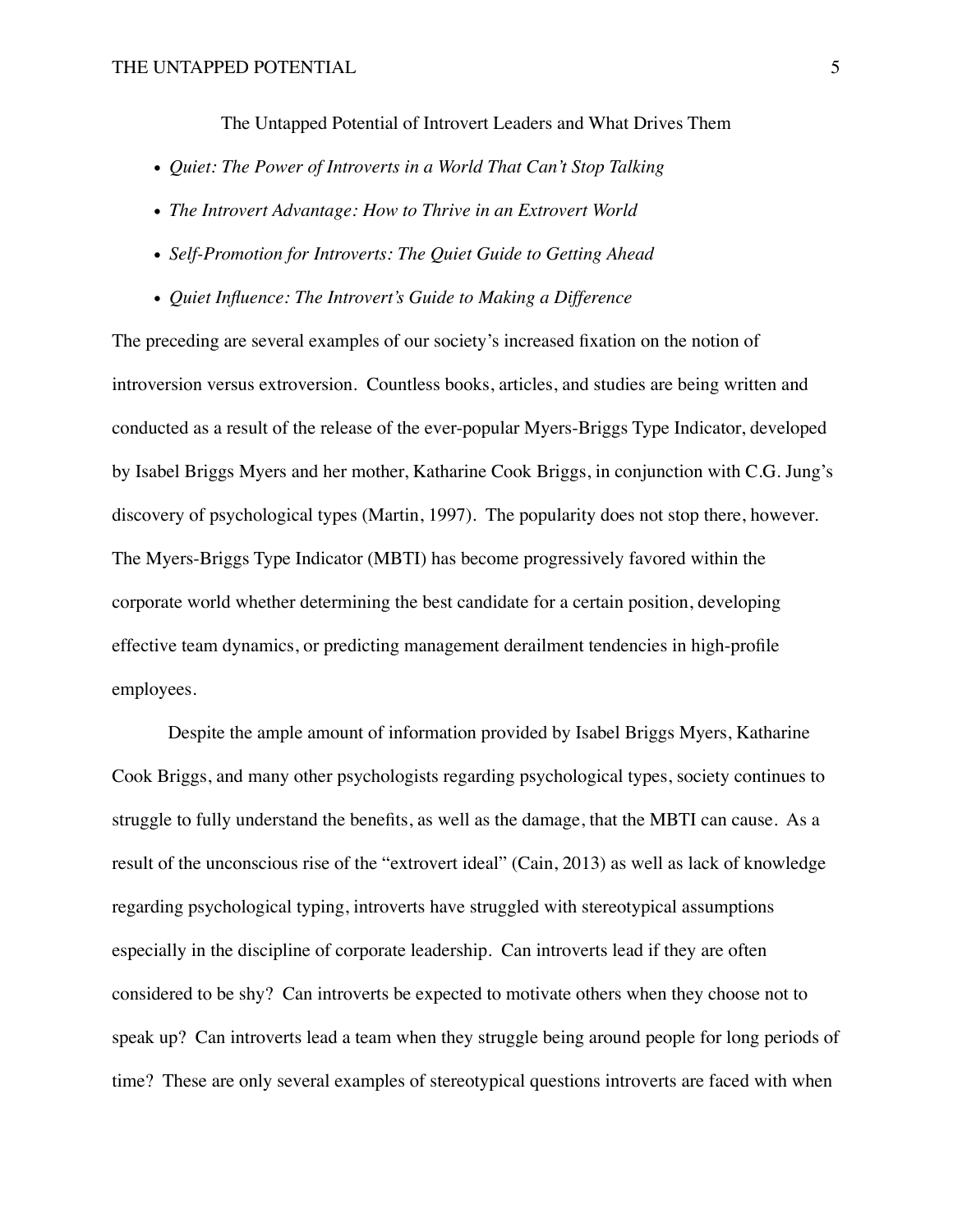# The Untapped Potential of Introvert Leaders and What Drives Them

- *Quiet: The Power of Introverts in a World That Can't Stop Talking*
- *The Introvert Advantage: How to Thrive in an Extrovert World*
- *Self-Promotion for Introverts: The Quiet Guide to Getting Ahead*
- *Quiet Influence: The Introvert's Guide to Making a Difference*

The preceding are several examples of our society's increased fixation on the notion of introversion versus extroversion. Countless books, articles, and studies are being written and conducted as a result of the release of the ever-popular Myers-Briggs Type Indicator, developed by Isabel Briggs Myers and her mother, Katharine Cook Briggs, in conjunction with C.G. Jung's discovery of psychological types (Martin, 1997). The popularity does not stop there, however. The Myers-Briggs Type Indicator (MBTI) has become progressively favored within the corporate world whether determining the best candidate for a certain position, developing effective team dynamics, or predicting management derailment tendencies in high-profile employees.

Despite the ample amount of information provided by Isabel Briggs Myers, Katharine Cook Briggs, and many other psychologists regarding psychological types, society continues to struggle to fully understand the benefits, as well as the damage, that the MBTI can cause. As a result of the unconscious rise of the "extrovert ideal" (Cain, 2013) as well as lack of knowledge regarding psychological typing, introverts have struggled with stereotypical assumptions especially in the discipline of corporate leadership. Can introverts lead if they are often considered to be shy? Can introverts be expected to motivate others when they choose not to speak up? Can introverts lead a team when they struggle being around people for long periods of time? These are only several examples of stereotypical questions introverts are faced with when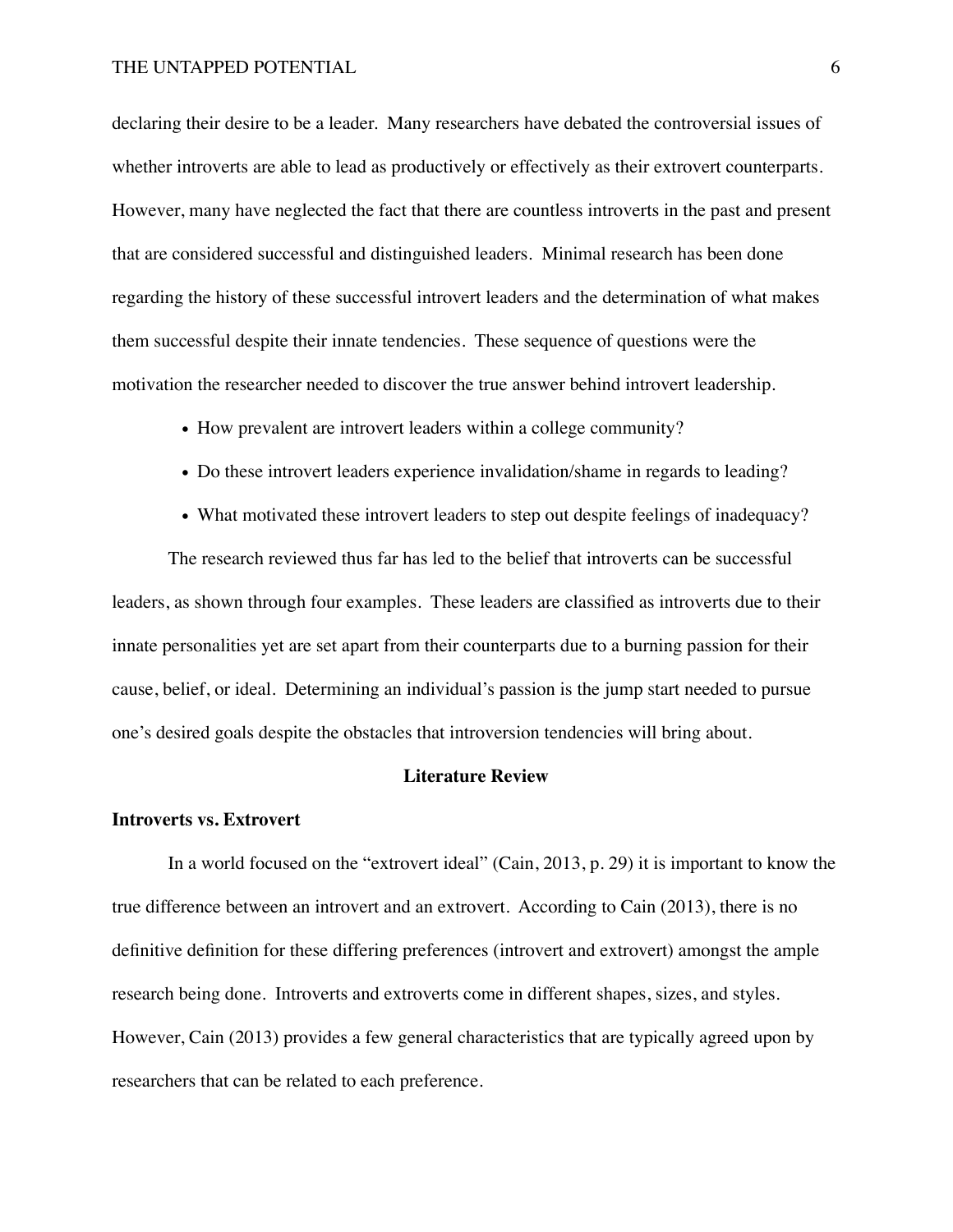declaring their desire to be a leader. Many researchers have debated the controversial issues of whether introverts are able to lead as productively or effectively as their extrovert counterparts. However, many have neglected the fact that there are countless introverts in the past and present that are considered successful and distinguished leaders. Minimal research has been done regarding the history of these successful introvert leaders and the determination of what makes them successful despite their innate tendencies. These sequence of questions were the motivation the researcher needed to discover the true answer behind introvert leadership.

- How prevalent are introvert leaders within a college community?
- Do these introvert leaders experience invalidation/shame in regards to leading?
- What motivated these introvert leaders to step out despite feelings of inadequacy?

The research reviewed thus far has led to the belief that introverts can be successful leaders, as shown through four examples. These leaders are classified as introverts due to their innate personalities yet are set apart from their counterparts due to a burning passion for their cause, belief, or ideal. Determining an individual's passion is the jump start needed to pursue one's desired goals despite the obstacles that introversion tendencies will bring about.

## Literature Review

### Introverts vs. Extrovert

In a world focused on the "extrovert ideal" (Cain, 2013, p. 29) it is important to know the true difference between an introvert and an extrovert. According to Cain (2013), there is no definitive definition for these differing preferences (introvert and extrovert) amongst the ample research being done. Introverts and extroverts come in different shapes, sizes, and styles. However, Cain (2013) provides a few general characteristics that are typically agreed upon by researchers that can be related to each preference.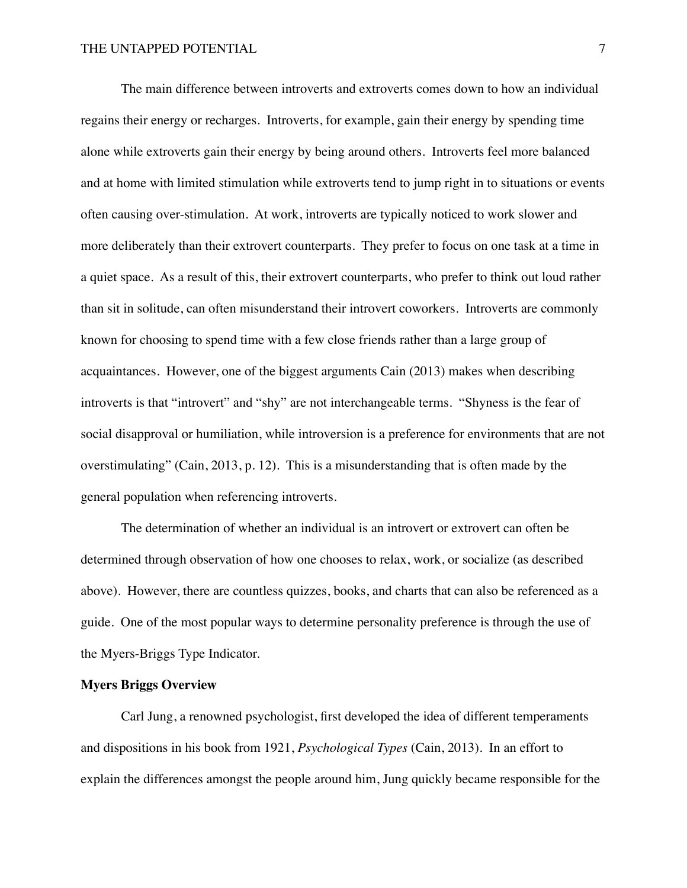The main difference between introverts and extroverts comes down to how an individual regains their energy or recharges. Introverts, for example, gain their energy by spending time alone while extroverts gain their energy by being around others. Introverts feel more balanced and at home with limited stimulation while extroverts tend to jump right in to situations or events often causing over-stimulation. At work, introverts are typically noticed to work slower and more deliberately than their extrovert counterparts. They prefer to focus on one task at a time in a quiet space. As a result of this, their extrovert counterparts, who prefer to think out loud rather than sit in solitude, can often misunderstand their introvert coworkers. Introverts are commonly known for choosing to spend time with a few close friends rather than a large group of acquaintances. However, one of the biggest arguments Cain (2013) makes when describing introverts is that "introvert" and "shy" are not interchangeable terms. "Shyness is the fear of social disapproval or humiliation, while introversion is a preference for environments that are not overstimulating" (Cain, 2013, p. 12). This is a misunderstanding that is often made by the general population when referencing introverts.

The determination of whether an individual is an introvert or extrovert can often be determined through observation of how one chooses to relax, work, or socialize (as described above). However, there are countless quizzes, books, and charts that can also be referenced as a guide. One of the most popular ways to determine personality preference is through the use of the Myers-Briggs Type Indicator.

**Myers Briggs Overview**

Carl Jung, a renowned psychologist, first developed the idea of different temperaments and dispositions in his book from 1921, *Psychological Types* (Cain, 2013). In an effort to explain the differences amongst the people around him, Jung quickly became responsible for the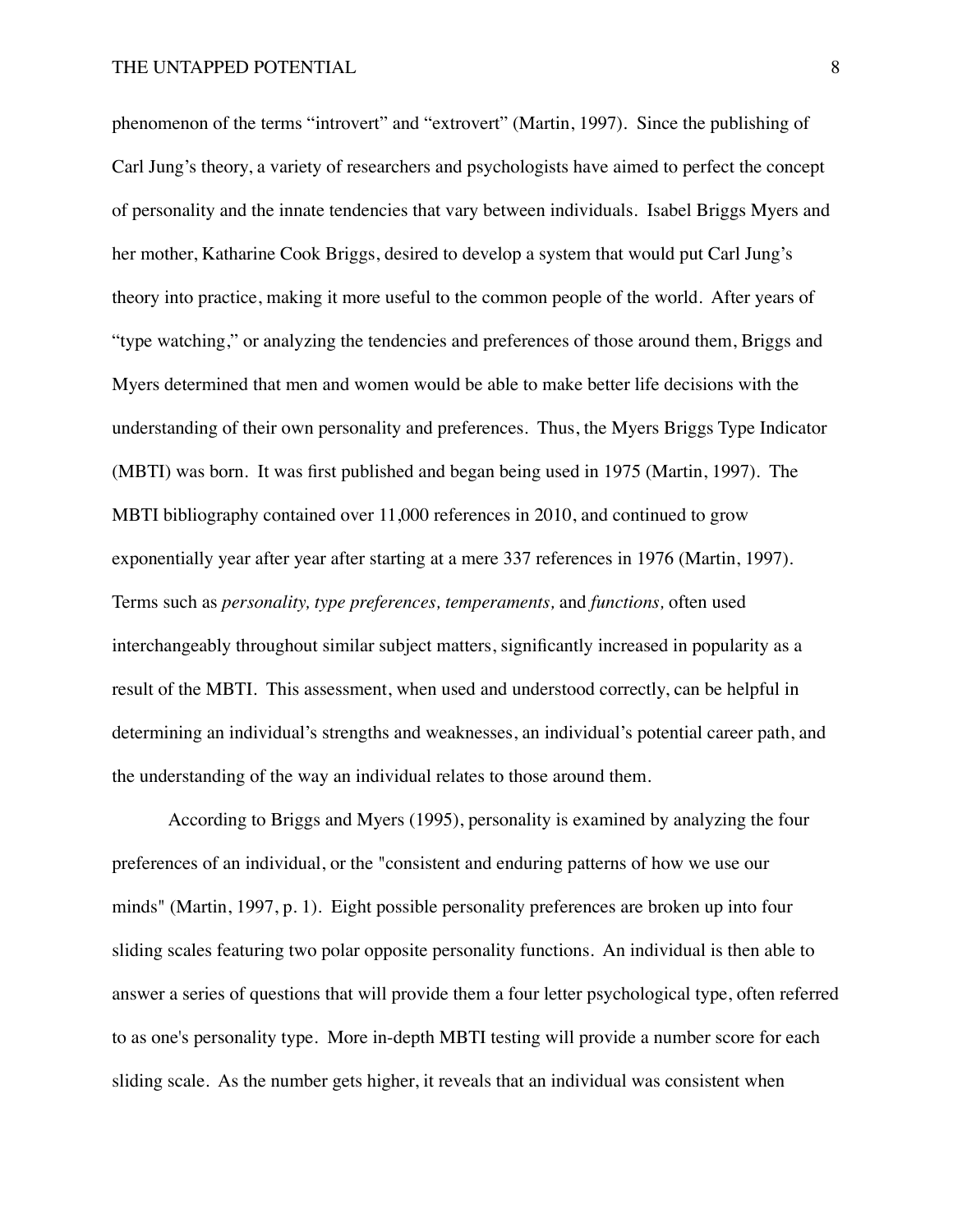phenomenon of the terms "introvert" and "extrovert" (Martin, 1997). Since the publishing of Carl Jung's theory, a variety of researchers and psychologists have aimed to perfect the concept of personality and the innate tendencies that vary between individuals. Isabel Briggs Myers and her mother, Katharine Cook Briggs, desired to develop a system that would put Carl Jung's theory into practice, making it more useful to the common people of the world. After years of "type watching," or analyzing the tendencies and preferences of those around them, Briggs and Myers determined that men and women would be able to make better life decisions with the understanding of their own personality and preferences. Thus, the Myers Briggs Type Indicator (MBTI) was born. It was first published and began being used in 1975 (Martin, 1997). The MBTI bibliography contained over 11,000 references in 2010, and continued to grow exponentially year after year after starting at a mere 337 references in 1976 (Martin, 1997). Terms such as *personality, type preferences, temperaments,* and *functions,* often used interchangeably throughout similar subject matters, significantly increased in popularity as a result of the MBTI. This assessment, when used and understood correctly, can be helpful in determining an individual's strengths and weaknesses, an individual's potential career path, and the understanding of the way an individual relates to those around them.

According to Briggs and Myers (1995), personality is examined by analyzing the four preferences of an individual, or the "consistent and enduring patterns of how we use our minds" (Martin, 1997, p. 1). Eight possible personality preferences are broken up into four sliding scales featuring two polar opposite personality functions. An individual is then able to answer a series of questions that will provide them a four letter psychological type, often referred to as one's personality type. More in-depth MBTI testing will provide a number score for each sliding scale. As the number gets higher, it reveals that an individual was consistent when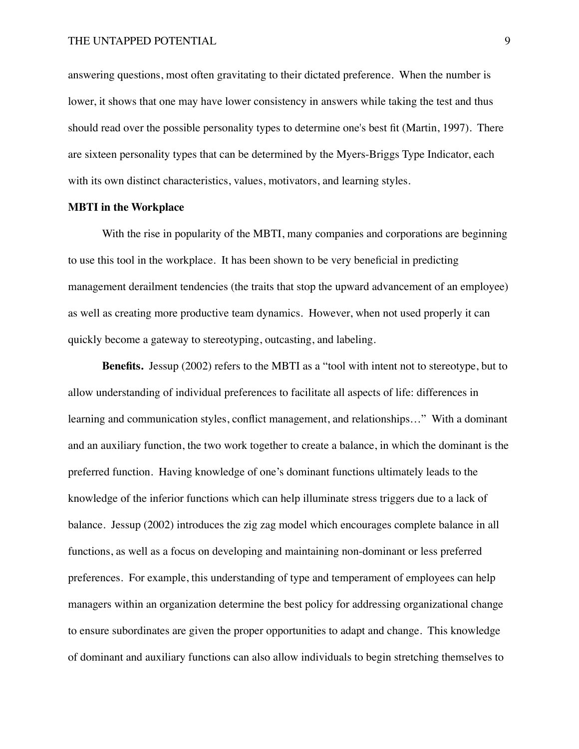answering questions, most often gravitating to their dictated preference. When the number is lower, it shows that one may have lower consistency in answers while taking the test and thus should read over the possible personality types to determine one's best fit (Martin, 1997). There are sixteen personality types that can be determined by the Myers-Briggs Type Indicator, each with its own distinct characteristics, values, motivators, and learning styles.

## MBTI in the Workplace

With the rise in popularity of the MBTI, many companies and corporations are beginning to use this tool in the workplace. It has been shown to be very beneficial in predicting management derailment tendencies (the traits that stop the upward advancement of an employee) as well as creating more productive team dynamics. However, when not used properly it can quickly become a gateway to stereotyping, outcasting, and labeling.

**Benefits.** Jessup (2002) refers to the MBTI as a "tool with intent not to stereotype, but to allow understanding of individual preferences to facilitate all aspects of life: differences in learning and communication styles, conflict management, and relationships…" With a dominant and an auxiliary function, the two work together to create a balance, in which the dominant is the preferred function. Having knowledge of one's dominant functions ultimately leads to the knowledge of the inferior functions which can help illuminate stress triggers due to a lack of balance. Jessup (2002) introduces the zig zag model which encourages complete balance in all functions, as well as a focus on developing and maintaining non-dominant or less preferred preferences. For example, this understanding of type and temperament of employees can help managers within an organization determine the best policy for addressing organizational change to ensure subordinates are given the proper opportunities to adapt and change. This knowledge of dominant and auxiliary functions can also allow individuals to begin stretching themselves to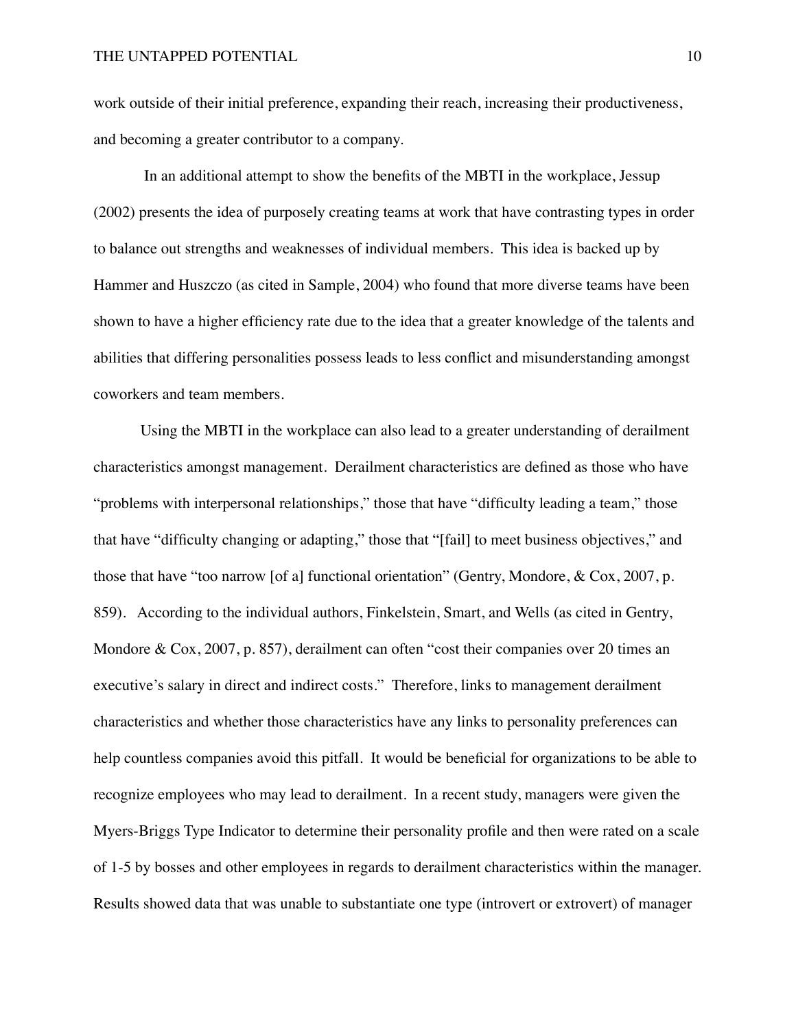work outside of their initial preference, expanding their reach, increasing their productiveness, and becoming a greater contributor to a company.

In an additional attempt to show the benefits of the MBTI in the workplace, Jessup (2002) presents the idea of purposely creating teams at work that have contrasting types in order to balance out strengths and weaknesses of individual members. This idea is backed up by Hammer and Huszczo (as cited in Sample, 2004) who found that more diverse teams have been shown to have a higher efficiency rate due to the idea that a greater knowledge of the talents and abilities that differing personalities possess leads to less conflict and misunderstanding amongst coworkers and team members.

Using the MBTI in the workplace can also lead to a greater understanding of derailment characteristics amongst management. Derailment characteristics are defined as those who have "problems with interpersonal relationships," those that have "difficulty leading a team," those that have "difficulty changing or adapting," those that "[fail] to meet business objectives," and those that have "too narrow [of a] functional orientation" (Gentry, Mondore, & Cox, 2007, p. 859). According to the individual authors, Finkelstein, Smart, and Wells (as cited in Gentry, Mondore & Cox, 2007, p. 857), derailment can often "cost their companies over 20 times an executive's salary in direct and indirect costs." Therefore, links to management derailment characteristics and whether those characteristics have any links to personality preferences can help countless companies avoid this pitfall. It would be beneficial for organizations to be able to recognize employees who may lead to derailment. In a recent study, managers were given the Myers-Briggs Type Indicator to determine their personality profile and then were rated on a scale of 1-5 by bosses and other employees in regards to derailment characteristics within the manager. Results showed data that was unable to substantiate one type (introvert or extrovert) of manager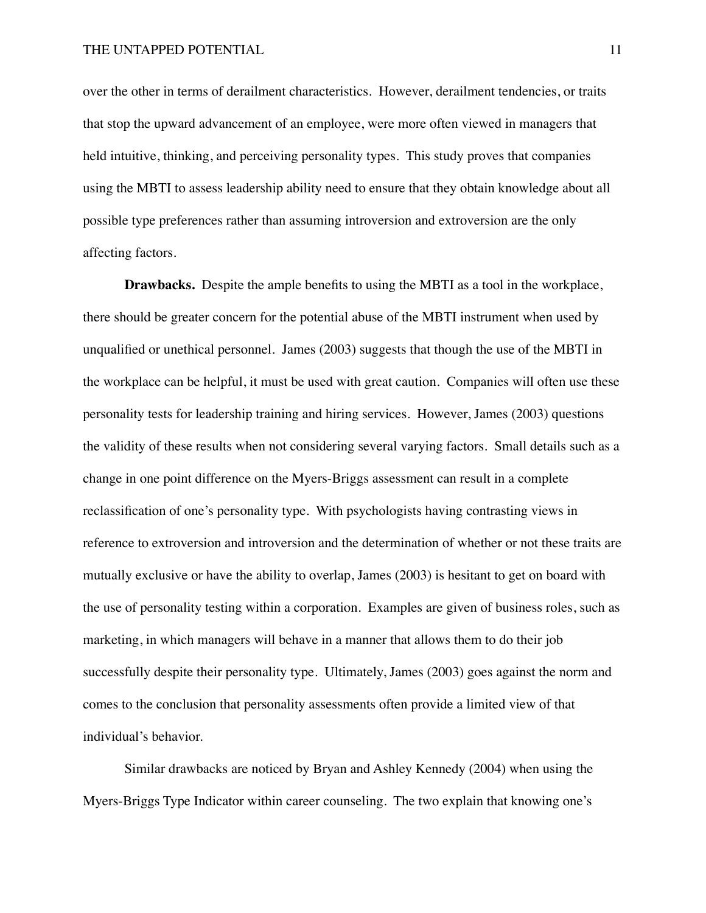over the other in terms of derailment characteristics. However, derailment tendencies, or traits that stop the upward advancement of an employee, were more often viewed in managers that held intuitive, thinking, and perceiving personality types. This study proves that companies using the MBTI to assess leadership ability need to ensure that they obtain knowledge about all possible type preferences rather than assuming introversion and extroversion are the only affecting factors.

**Drawbacks.** Despite the ample benefits to using the MBTI as a tool in the workplace, there should be greater concern for the potential abuse of the MBTI instrument when used by unqualified or unethical personnel. James (2003) suggests that though the use of the MBTI in the workplace can be helpful, it must be used with great caution. Companies will often use these personality tests for leadership training and hiring services. However, James (2003) questions the validity of these results when not considering several varying factors. Small details such as a change in one point difference on the Myers-Briggs assessment can result in a complete reclassification of one's personality type. With psychologists having contrasting views in reference to extroversion and introversion and the determination of whether or not these traits are mutually exclusive or have the ability to overlap, James (2003) is hesitant to get on board with the use of personality testing within a corporation. Examples are given of business roles, such as marketing, in which managers will behave in a manner that allows them to do their job successfully despite their personality type. Ultimately, James (2003) goes against the norm and comes to the conclusion that personality assessments often provide a limited view of that individual's behavior.

Similar drawbacks are noticed by Bryan and Ashley Kennedy (2004) when using the Myers-Briggs Type Indicator within career counseling. The two explain that knowing one's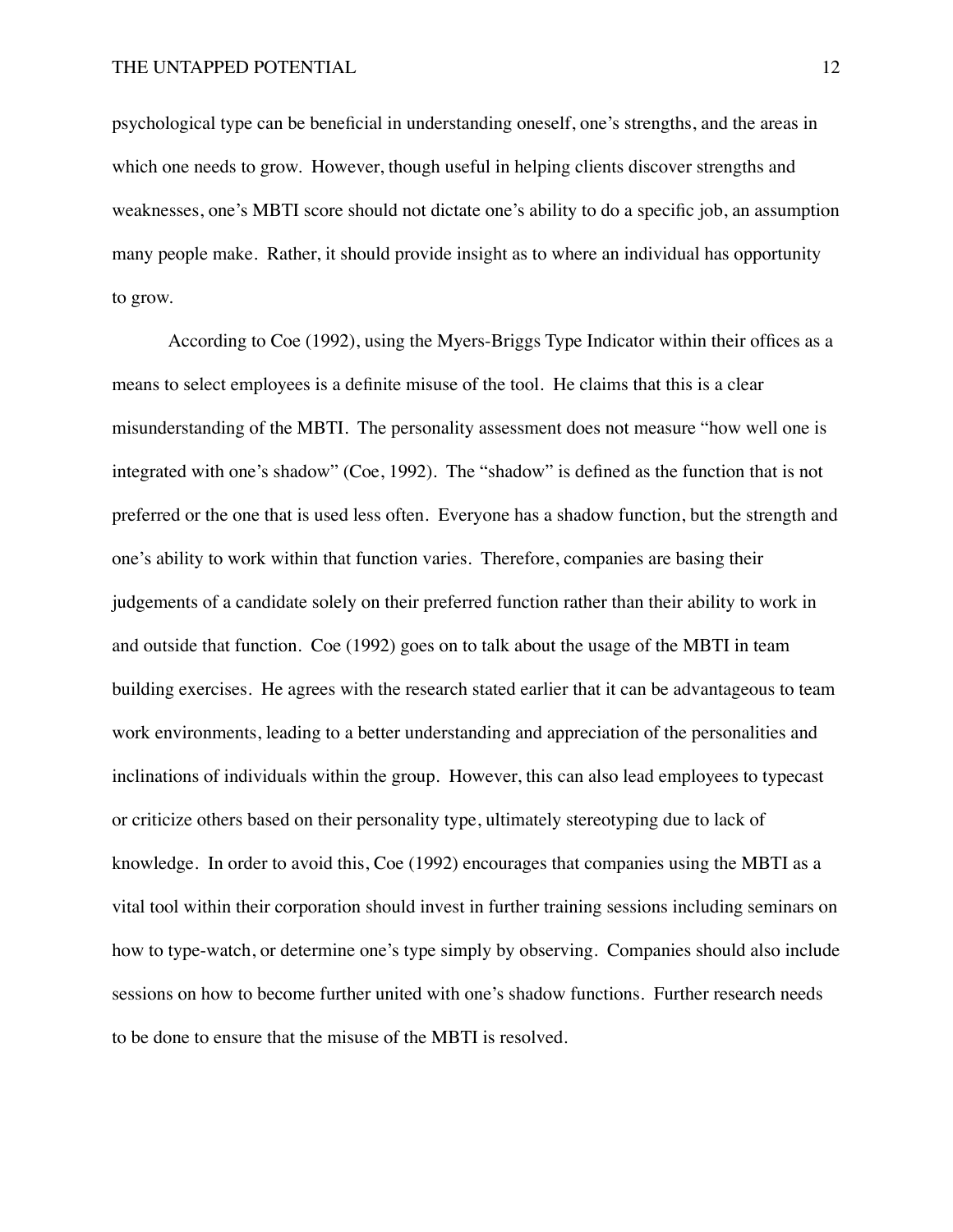psychological type can be beneficial in understanding oneself, one's strengths, and the areas in which one needs to grow. However, though useful in helping clients discover strengths and weaknesses, one's MBTI score should not dictate one's ability to do a specific job, an assumption many people make. Rather, it should provide insight as to where an individual has opportunity to grow.

According to Coe (1992), using the Myers-Briggs Type Indicator within their offices as a means to select employees is a definite misuse of the tool. He claims that this is a clear misunderstanding of the MBTI. The personality assessment does not measure "how well one is integrated with one's shadow" (Coe, 1992). The "shadow" is defined as the function that is not preferred or the one that is used less often. Everyone has a shadow function, but the strength and one's ability to work within that function varies. Therefore, companies are basing their judgements of a candidate solely on their preferred function rather than their ability to work in and outside that function. Coe (1992) goes on to talk about the usage of the MBTI in team building exercises. He agrees with the research stated earlier that it can be advantageous to team work environments, leading to a better understanding and appreciation of the personalities and inclinations of individuals within the group. However, this can also lead employees to typecast or criticize others based on their personality type, ultimately stereotyping due to lack of knowledge. In order to avoid this, Coe (1992) encourages that companies using the MBTI as a vital tool within their corporation should invest in further training sessions including seminars on how to type-watch, or determine one's type simply by observing. Companies should also include sessions on how to become further united with one's shadow functions. Further research needs to be done to ensure that the misuse of the MBTI is resolved.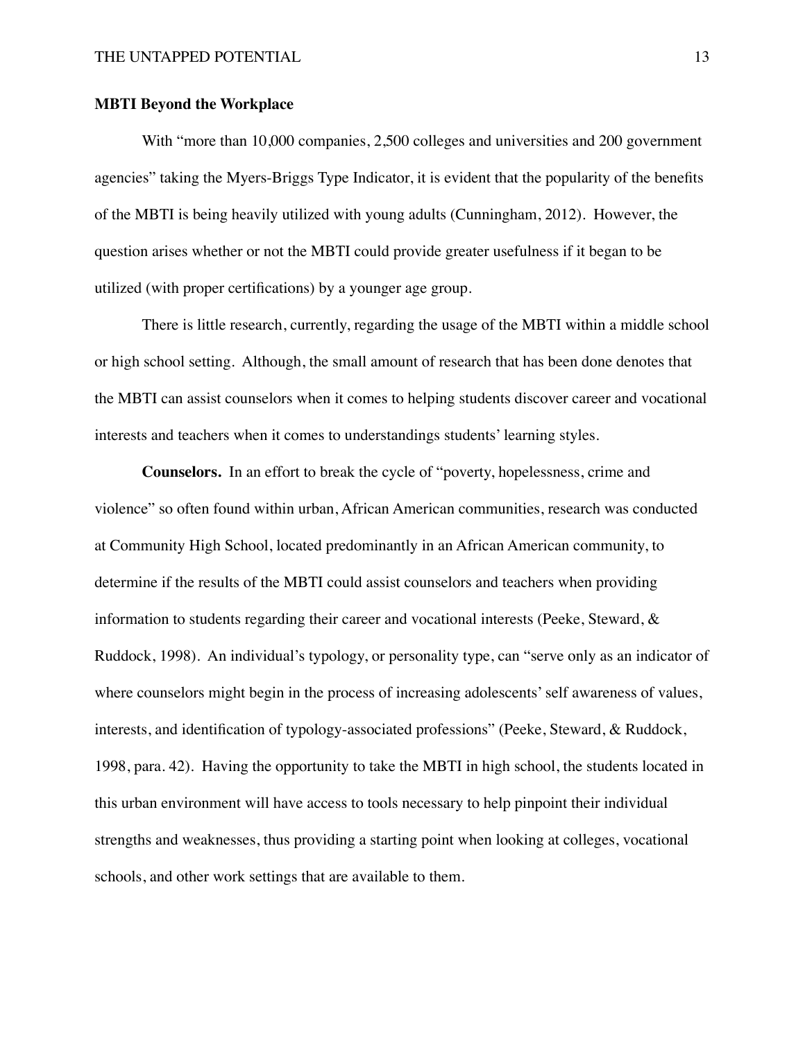## MBTI Beyond the Workplace

With "more than 10,000 companies, 2,500 colleges and universities and 200 government agencies" taking the Myers-Briggs Type Indicator, it is evident that the popularity of the benefits of the MBTI is being heavily utilized with young adults (Cunningham, 2012). However, the question arises whether or not the MBTI could provide greater usefulness if it began to be utilized (with proper certifications) by a younger age group.

There is little research, currently, regarding the usage of the MBTI within a middle school or high school setting. Although, the small amount of research that has been done denotes that the MBTI can assist counselors when it comes to helping students discover career and vocational interests and teachers when it comes to understandings students' learning styles.

**Counselors.** In an effort to break the cycle of "poverty, hopelessness, crime and violence" so often found within urban, African American communities, research was conducted at Community High School, located predominantly in an African American community, to determine if the results of the MBTI could assist counselors and teachers when providing information to students regarding their career and vocational interests (Peeke, Steward, & Ruddock, 1998). An individual's typology, or personality type, can "serve only as an indicator of where counselors might begin in the process of increasing adolescents' self awareness of values, interests, and identification of typology-associated professions" (Peeke, Steward, & Ruddock, 1998, para. 42). Having the opportunity to take the MBTI in high school, the students located in this urban environment will have access to tools necessary to help pinpoint their individual strengths and weaknesses, thus providing a starting point when looking at colleges, vocational schools, and other work settings that are available to them.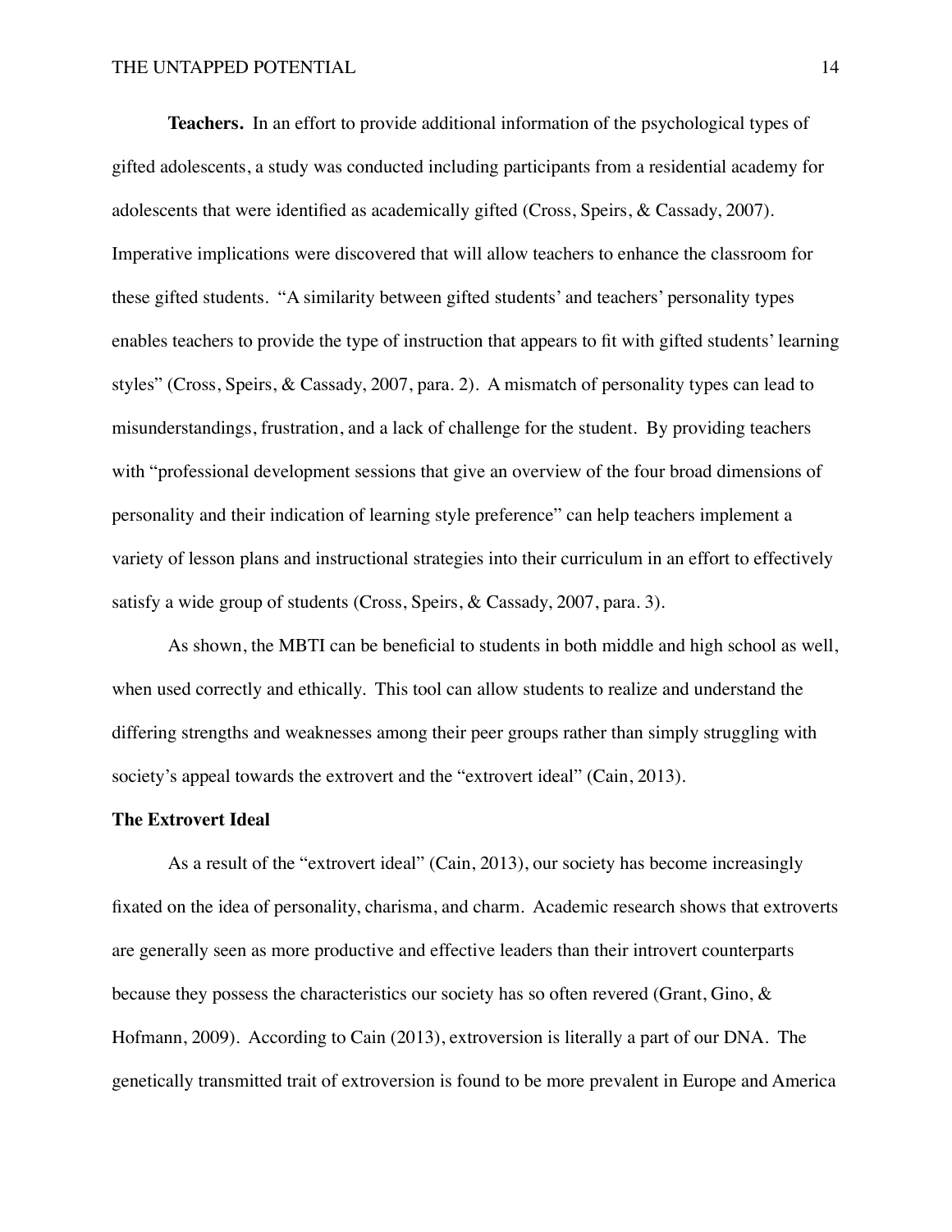**Teachers.** In an effort to provide additional information of the psychological types of gifted adolescents, a study was conducted including participants from a residential academy for adolescents that were identified as academically gifted (Cross, Speirs, & Cassady, 2007). Imperative implications were discovered that will allow teachers to enhance the classroom for these gifted students. "A similarity between gifted students' and teachers' personality types enables teachers to provide the type of instruction that appears to fit with gifted students' learning styles" (Cross, Speirs, & Cassady, 2007, para. 2). A mismatch of personality types can lead to misunderstandings, frustration, and a lack of challenge for the student. By providing teachers with "professional development sessions that give an overview of the four broad dimensions of personality and their indication of learning style preference" can help teachers implement a variety of lesson plans and instructional strategies into their curriculum in an effort to effectively satisfy a wide group of students (Cross, Speirs, & Cassady, 2007, para. 3).

As shown, the MBTI can be beneficial to students in both middle and high school as well, when used correctly and ethically. This tool can allow students to realize and understand the differing strengths and weaknesses among their peer groups rather than simply struggling with society's appeal towards the extrovert and the "extrovert ideal" (Cain, 2013).

## The Extrovert Ideal

As a result of the "extrovert ideal" (Cain, 2013), our society has become increasingly fixated on the idea of personality, charisma, and charm. Academic research shows that extroverts are generally seen as more productive and effective leaders than their introvert counterparts because they possess the characteristics our society has so often revered (Grant, Gino, & Hofmann, 2009). According to Cain (2013), extroversion is literally a part of our DNA. The genetically transmitted trait of extroversion is found to be more prevalent in Europe and America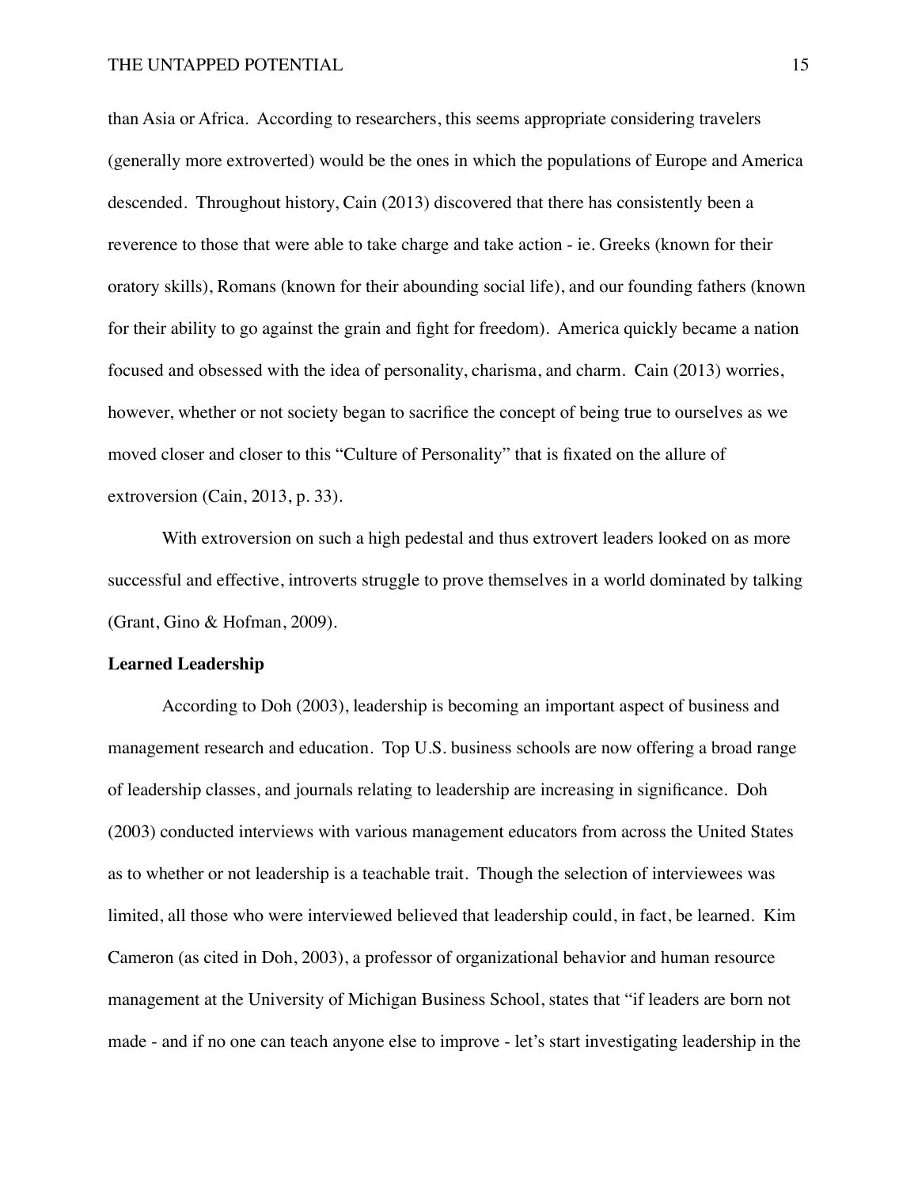than Asia or Africa. According to researchers, this seems appropriate considering travelers (generally more extroverted) would be the ones in which the populations of Europe and America descended. Throughout history, Cain (2013) discovered that there has consistently been a reverence to those that were able to take charge and take action - ie. Greeks (known for their oratory skills), Romans (known for their abounding social life), and our founding fathers (known for their ability to go against the grain and fight for freedom). America quickly became a nation focused and obsessed with the idea of personality, charisma, and charm. Cain (2013) worries, however, whether or not society began to sacrifice the concept of being true to ourselves as we moved closer and closer to this "Culture of Personality" that is fixated on the allure of extroversion (Cain, 2013, p. 33).

With extroversion on such a high pedestal and thus extrovert leaders looked on as more successful and effective, introverts struggle to prove themselves in a world dominated by talking (Grant, Gino & Hofman, 2009).

**Learned Leadership**

According to Doh (2003), leadership is becoming an important aspect of business and management research and education. Top U.S. business schools are now offering a broad range of leadership classes, and journals relating to leadership are increasing in significance. Doh (2003) conducted interviews with various management educators from across the United States as to whether or not leadership is a teachable trait. Though the selection of interviewees was limited, all those who were interviewed believed that leadership could, in fact, be learned. Kim Cameron (as cited in Doh, 2003), a professor of organizational behavior and human resource management at the University of Michigan Business School, states that "if leaders are born not made - and if no one can teach anyone else to improve - let's start investigating leadership in the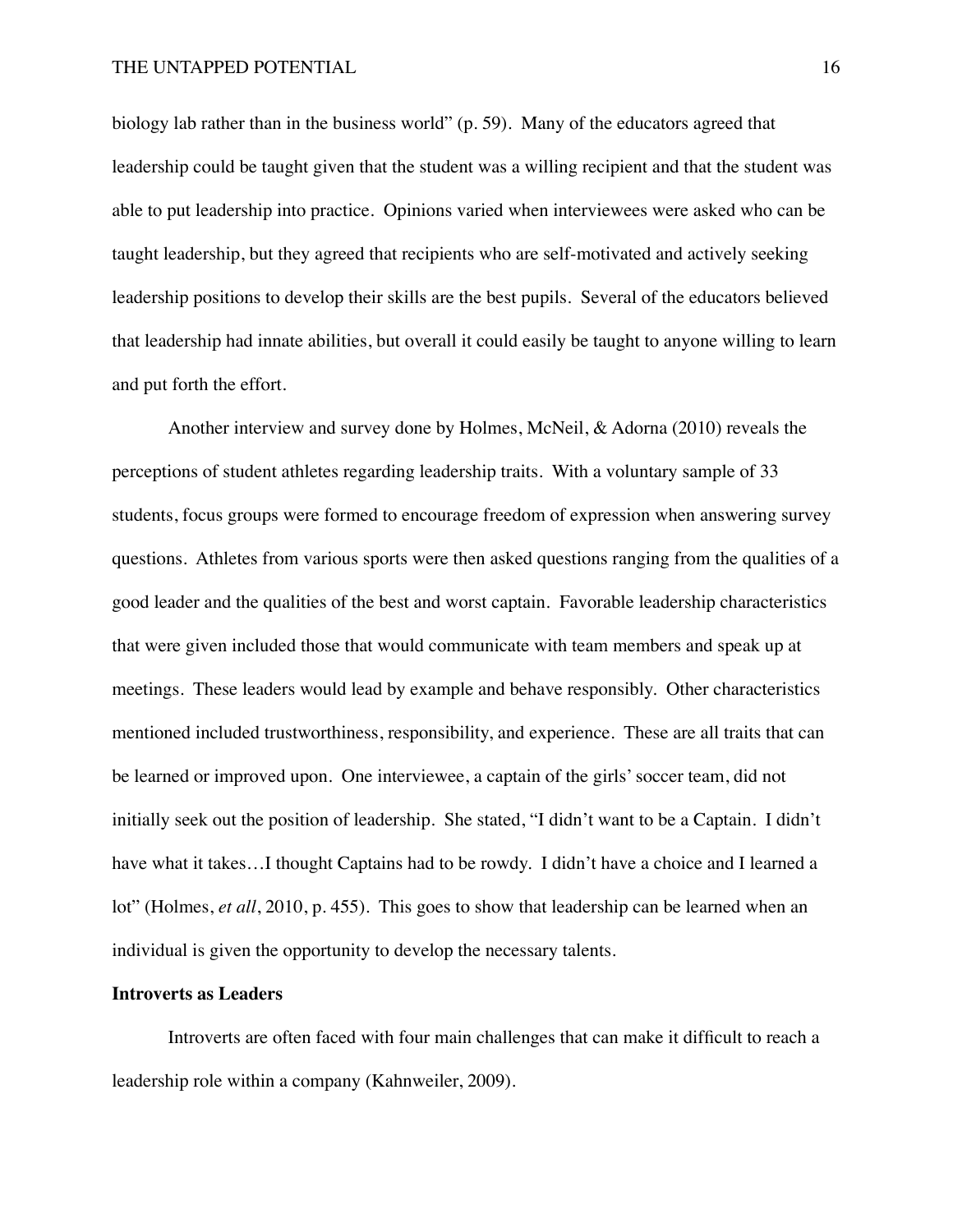biology lab rather than in the business world" (p. 59). Many of the educators agreed that leadership could be taught given that the student was a willing recipient and that the student was able to put leadership into practice. Opinions varied when interviewees were asked who can be taught leadership, but they agreed that recipients who are self-motivated and actively seeking leadership positions to develop their skills are the best pupils. Several of the educators believed that leadership had innate abilities, but overall it could easily be taught to anyone willing to learn and put forth the effort.

Another interview and survey done by Holmes, McNeil, & Adorna (2010) reveals the perceptions of student athletes regarding leadership traits. With a voluntary sample of 33 students, focus groups were formed to encourage freedom of expression when answering survey questions. Athletes from various sports were then asked questions ranging from the qualities of a good leader and the qualities of the best and worst captain. Favorable leadership characteristics that were given included those that would communicate with team members and speak up at meetings. These leaders would lead by example and behave responsibly. Other characteristics mentioned included trustworthiness, responsibility, and experience. These are all traits that can be learned or improved upon. One interviewee, a captain of the girls' soccer team, did not initially seek out the position of leadership. She stated, "I didn't want to be a Captain. I didn't have what it takes…I thought Captains had to be rowdy. I didn't have a choice and I learned a lot" (Holmes, *et all*, 2010, p. 455). This goes to show that leadership can be learned when an individual is given the opportunity to develop the necessary talents.

**Introverts as Leaders**

Introverts are often faced with four main challenges that can make it difficult to reach a leadership role within a company (Kahnweiler, 2009).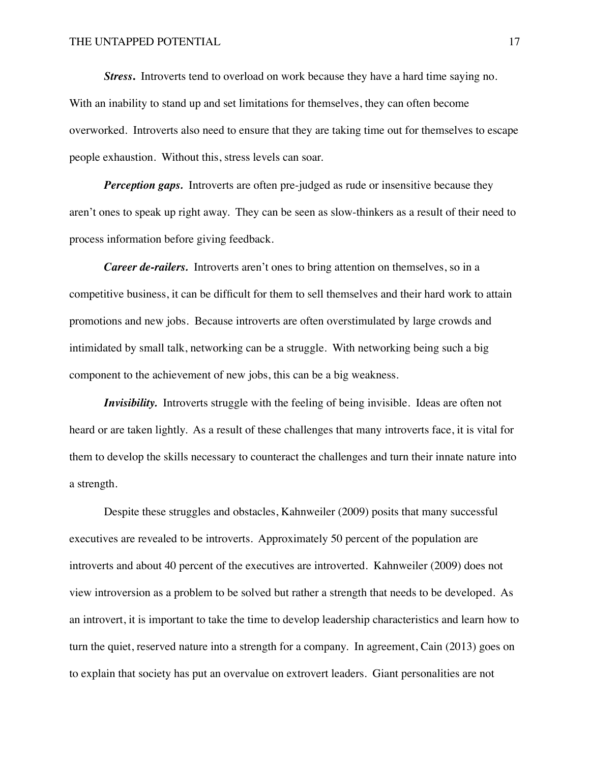***Stress.*** Introverts tend to overload on work because they have a hard time saying no. With an inability to stand up and set limitations for themselves, they can often become overworked. Introverts also need to ensure that they are taking time out for themselves to escape people exhaustion. Without this, stress levels can soar.

***Perception gaps.*** Introverts are often pre-judged as rude or insensitive because they aren't ones to speak up right away. They can be seen as slow-thinkers as a result of their need to process information before giving feedback.

***Career de-railers.*** Introverts aren't ones to bring attention on themselves, so in a competitive business, it can be difficult for them to sell themselves and their hard work to attain promotions and new jobs. Because introverts are often overstimulated by large crowds and intimidated by small talk, networking can be a struggle. With networking being such a big component to the achievement of new jobs, this can be a big weakness.

***Invisibility.*** Introverts struggle with the feeling of being invisible. Ideas are often not heard or are taken lightly. As a result of these challenges that many introverts face, it is vital for them to develop the skills necessary to counteract the challenges and turn their innate nature into a strength.

Despite these struggles and obstacles, Kahnweiler (2009) posits that many successful executives are revealed to be introverts. Approximately 50 percent of the population are introverts and about 40 percent of the executives are introverted. Kahnweiler (2009) does not view introversion as a problem to be solved but rather a strength that needs to be developed. As an introvert, it is important to take the time to develop leadership characteristics and learn how to turn the quiet, reserved nature into a strength for a company. In agreement, Cain (2013) goes on to explain that society has put an overvalue on extrovert leaders. Giant personalities are not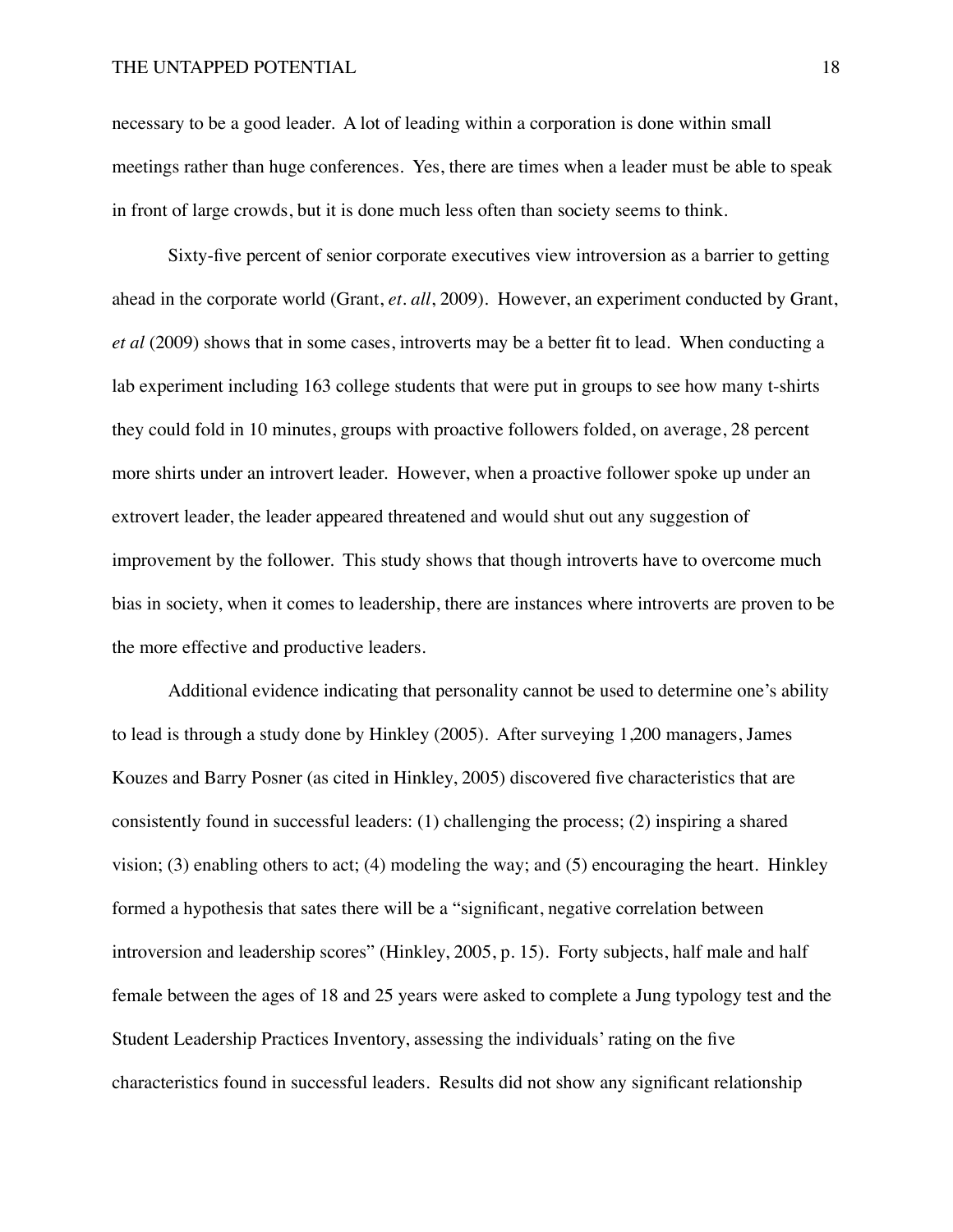necessary to be a good leader. A lot of leading within a corporation is done within small meetings rather than huge conferences. Yes, there are times when a leader must be able to speak in front of large crowds, but it is done much less often than society seems to think.

Sixty-five percent of senior corporate executives view introversion as a barrier to getting ahead in the corporate world (Grant, *et. all*, 2009). However, an experiment conducted by Grant, *et al* (2009) shows that in some cases, introverts may be a better fit to lead. When conducting a lab experiment including 163 college students that were put in groups to see how many t-shirts they could fold in 10 minutes, groups with proactive followers folded, on average, 28 percent more shirts under an introvert leader. However, when a proactive follower spoke up under an extrovert leader, the leader appeared threatened and would shut out any suggestion of improvement by the follower. This study shows that though introverts have to overcome much bias in society, when it comes to leadership, there are instances where introverts are proven to be the more effective and productive leaders.

Additional evidence indicating that personality cannot be used to determine one's ability to lead is through a study done by Hinkley (2005). After surveying 1,200 managers, James Kouzes and Barry Posner (as cited in Hinkley, 2005) discovered five characteristics that are consistently found in successful leaders: (1) challenging the process; (2) inspiring a shared vision; (3) enabling others to act; (4) modeling the way; and (5) encouraging the heart. Hinkley formed a hypothesis that sates there will be a "significant, negative correlation between introversion and leadership scores" (Hinkley, 2005, p. 15). Forty subjects, half male and half female between the ages of 18 and 25 years were asked to complete a Jung typology test and the Student Leadership Practices Inventory, assessing the individuals' rating on the five characteristics found in successful leaders. Results did not show any significant relationship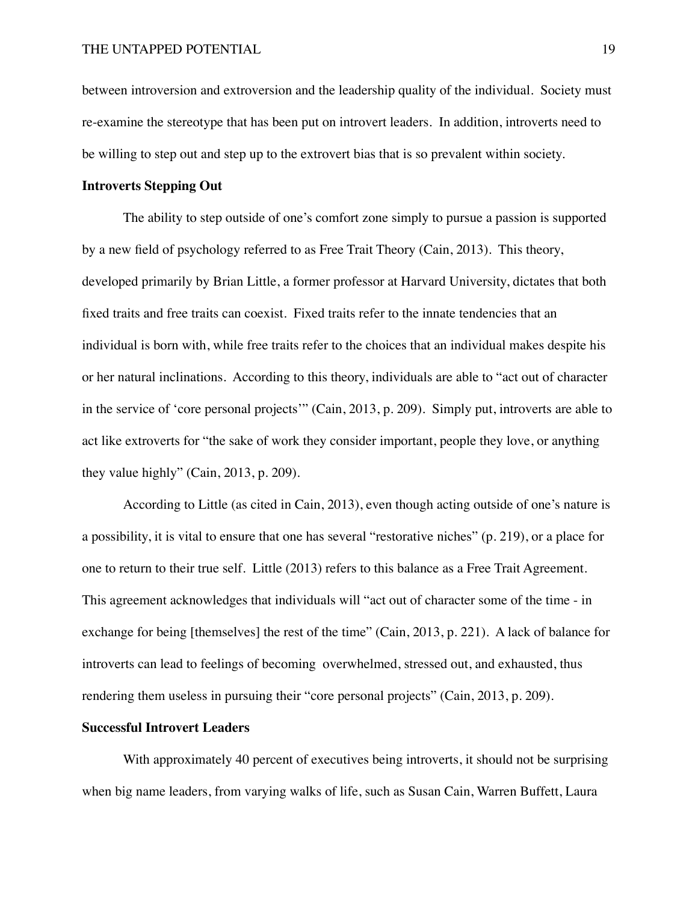between introversion and extroversion and the leadership quality of the individual. Society must re-examine the stereotype that has been put on introvert leaders. In addition, introverts need to be willing to step out and step up to the extrovert bias that is so prevalent within society.

**Introverts Stepping Out**

The ability to step outside of one's comfort zone simply to pursue a passion is supported by a new field of psychology referred to as Free Trait Theory (Cain, 2013). This theory, developed primarily by Brian Little, a former professor at Harvard University, dictates that both fixed traits and free traits can coexist. Fixed traits refer to the innate tendencies that an individual is born with, while free traits refer to the choices that an individual makes despite his or her natural inclinations. According to this theory, individuals are able to "act out of character in the service of 'core personal projects'" (Cain, 2013, p. 209). Simply put, introverts are able to act like extroverts for "the sake of work they consider important, people they love, or anything they value highly" (Cain, 2013, p. 209).

According to Little (as cited in Cain, 2013), even though acting outside of one's nature is a possibility, it is vital to ensure that one has several "restorative niches" (p. 219), or a place for one to return to their true self. Little (2013) refers to this balance as a Free Trait Agreement. This agreement acknowledges that individuals will "act out of character some of the time - in exchange for being [themselves] the rest of the time" (Cain, 2013, p. 221). A lack of balance for introverts can lead to feelings of becoming overwhelmed, stressed out, and exhausted, thus rendering them useless in pursuing their "core personal projects" (Cain, 2013, p. 209).

**Successful Introvert Leaders**

With approximately 40 percent of executives being introverts, it should not be surprising when big name leaders, from varying walks of life, such as Susan Cain, Warren Buffett, Laura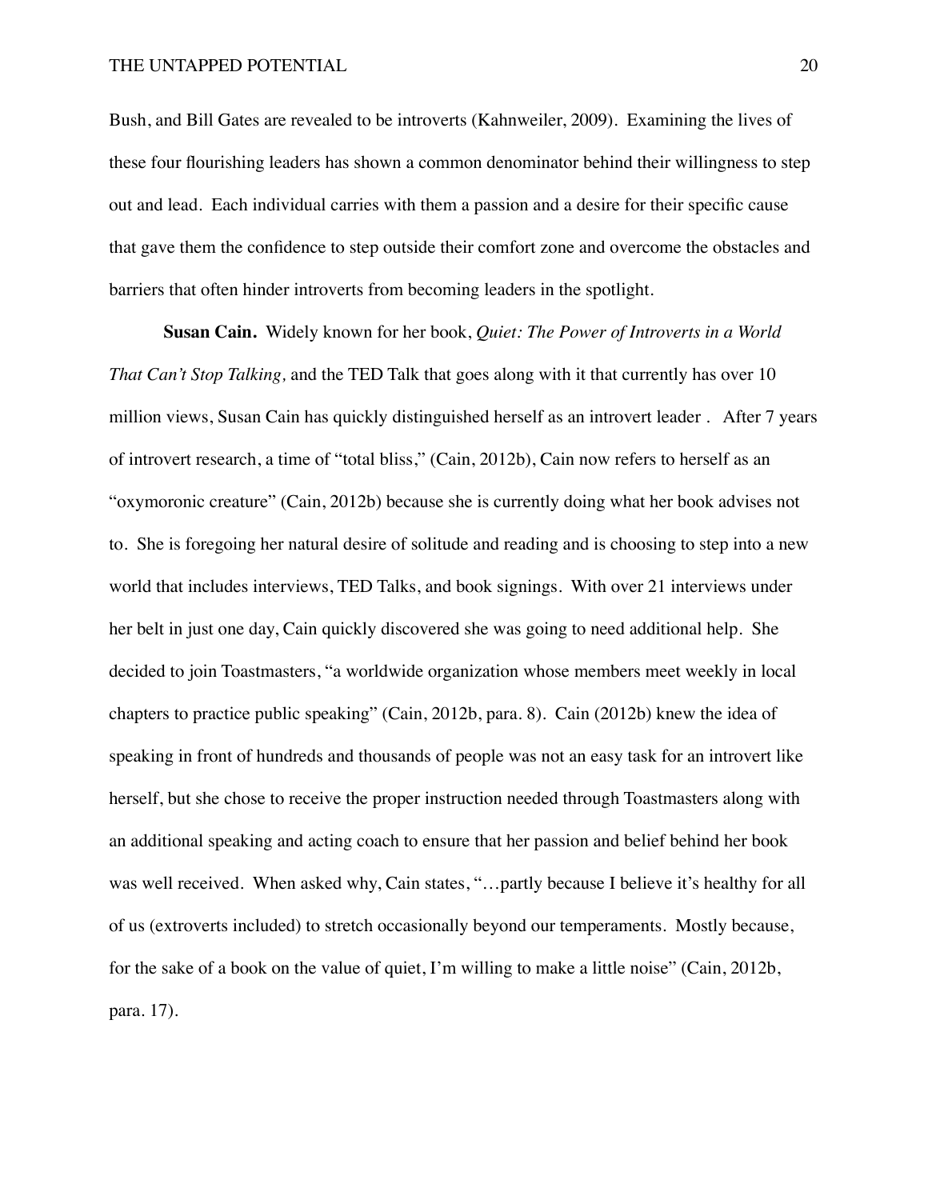Bush, and Bill Gates are revealed to be introverts (Kahnweiler, 2009). Examining the lives of these four flourishing leaders has shown a common denominator behind their willingness to step out and lead. Each individual carries with them a passion and a desire for their specific cause that gave them the confidence to step outside their comfort zone and overcome the obstacles and barriers that often hinder introverts from becoming leaders in the spotlight.

**Susan Cain.** Widely known for her book, *Quiet: The Power of Introverts in a World That Can't Stop Talking,* and the TED Talk that goes along with it that currently has over 10 million views, Susan Cain has quickly distinguished herself as an introvert leader . After 7 years of introvert research, a time of "total bliss," (Cain, 2012b), Cain now refers to herself as an "oxymoronic creature" (Cain, 2012b) because she is currently doing what her book advises not to. She is foregoing her natural desire of solitude and reading and is choosing to step into a new world that includes interviews, TED Talks, and book signings. With over 21 interviews under her belt in just one day, Cain quickly discovered she was going to need additional help. She decided to join Toastmasters, "a worldwide organization whose members meet weekly in local chapters to practice public speaking" (Cain, 2012b, para. 8). Cain (2012b) knew the idea of speaking in front of hundreds and thousands of people was not an easy task for an introvert like herself, but she chose to receive the proper instruction needed through Toastmasters along with an additional speaking and acting coach to ensure that her passion and belief behind her book was well received. When asked why, Cain states, "…partly because I believe it's healthy for all of us (extroverts included) to stretch occasionally beyond our temperaments. Mostly because, for the sake of a book on the value of quiet, I'm willing to make a little noise" (Cain, 2012b, para. 17).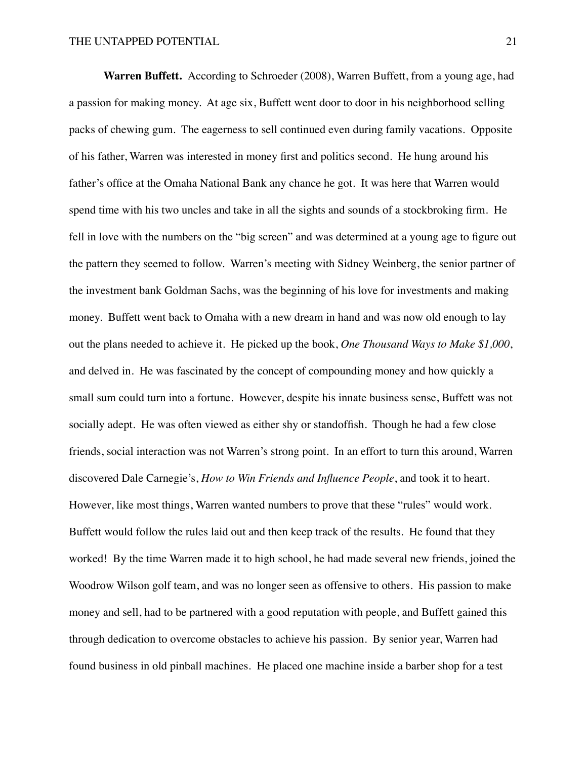**Warren Buffett.** According to Schroeder (2008), Warren Buffett, from a young age, had a passion for making money. At age six, Buffett went door to door in his neighborhood selling packs of chewing gum. The eagerness to sell continued even during family vacations. Opposite of his father, Warren was interested in money first and politics second. He hung around his father's office at the Omaha National Bank any chance he got. It was here that Warren would spend time with his two uncles and take in all the sights and sounds of a stockbroking firm. He fell in love with the numbers on the "big screen" and was determined at a young age to figure out the pattern they seemed to follow. Warren's meeting with Sidney Weinberg, the senior partner of the investment bank Goldman Sachs, was the beginning of his love for investments and making money. Buffett went back to Omaha with a new dream in hand and was now old enough to lay out the plans needed to achieve it. He picked up the book, *One Thousand Ways to Make $1,000*, and delved in. He was fascinated by the concept of compounding money and how quickly a small sum could turn into a fortune. However, despite his innate business sense, Buffett was not socially adept. He was often viewed as either shy or standoffish. Though he had a few close friends, social interaction was not Warren's strong point. In an effort to turn this around, Warren discovered Dale Carnegie's, *How to Win Friends and Influence People*, and took it to heart. However, like most things, Warren wanted numbers to prove that these "rules" would work. Buffett would follow the rules laid out and then keep track of the results. He found that they worked! By the time Warren made it to high school, he had made several new friends, joined the Woodrow Wilson golf team, and was no longer seen as offensive to others. His passion to make money and sell, had to be partnered with a good reputation with people, and Buffett gained this through dedication to overcome obstacles to achieve his passion. By senior year, Warren had found business in old pinball machines. He placed one machine inside a barber shop for a test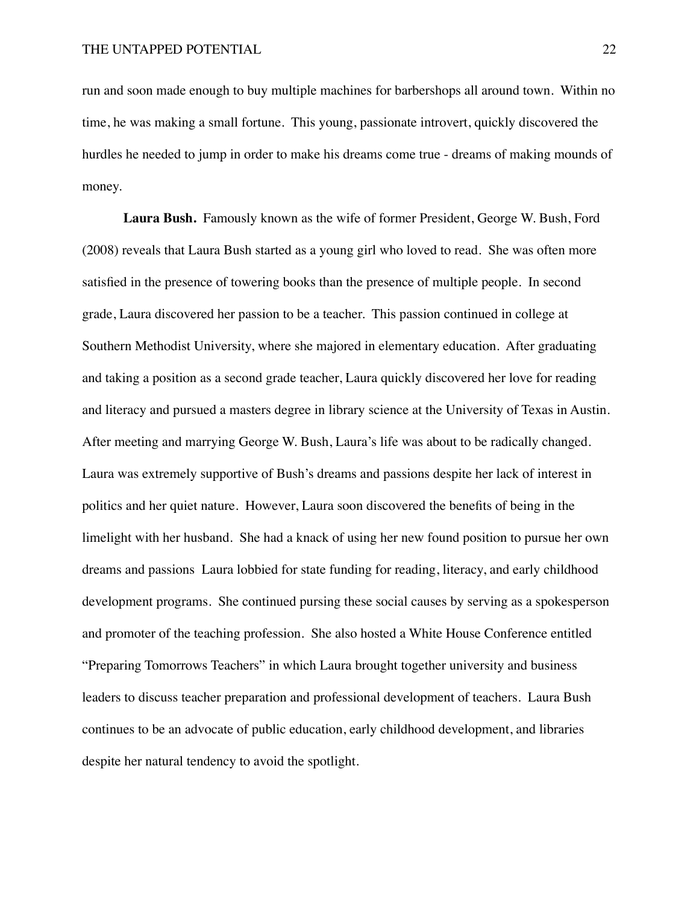run and soon made enough to buy multiple machines for barbershops all around town. Within no time, he was making a small fortune. This young, passionate introvert, quickly discovered the hurdles he needed to jump in order to make his dreams come true - dreams of making mounds of money.

**Laura Bush.** Famously known as the wife of former President, George W. Bush, Ford (2008) reveals that Laura Bush started as a young girl who loved to read. She was often more satisfied in the presence of towering books than the presence of multiple people. In second grade, Laura discovered her passion to be a teacher. This passion continued in college at Southern Methodist University, where she majored in elementary education. After graduating and taking a position as a second grade teacher, Laura quickly discovered her love for reading and literacy and pursued a masters degree in library science at the University of Texas in Austin. After meeting and marrying George W. Bush, Laura's life was about to be radically changed. Laura was extremely supportive of Bush's dreams and passions despite her lack of interest in politics and her quiet nature. However, Laura soon discovered the benefits of being in the limelight with her husband. She had a knack of using her new found position to pursue her own dreams and passions Laura lobbied for state funding for reading, literacy, and early childhood development programs. She continued pursing these social causes by serving as a spokesperson and promoter of the teaching profession. She also hosted a White House Conference entitled "Preparing Tomorrows Teachers" in which Laura brought together university and business leaders to discuss teacher preparation and professional development of teachers. Laura Bush continues to be an advocate of public education, early childhood development, and libraries despite her natural tendency to avoid the spotlight.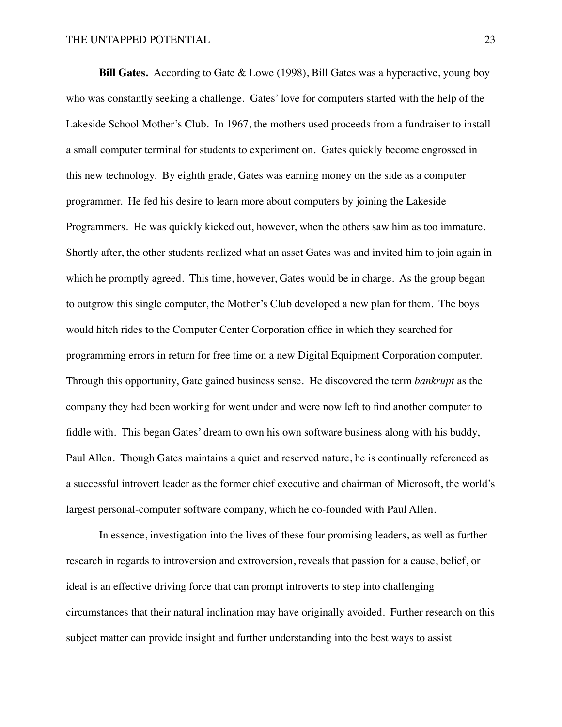**Bill Gates.** According to Gate & Lowe (1998), Bill Gates was a hyperactive, young boy who was constantly seeking a challenge. Gates' love for computers started with the help of the Lakeside School Mother's Club. In 1967, the mothers used proceeds from a fundraiser to install a small computer terminal for students to experiment on. Gates quickly become engrossed in this new technology. By eighth grade, Gates was earning money on the side as a computer programmer. He fed his desire to learn more about computers by joining the Lakeside Programmers. He was quickly kicked out, however, when the others saw him as too immature. Shortly after, the other students realized what an asset Gates was and invited him to join again in which he promptly agreed. This time, however, Gates would be in charge. As the group began to outgrow this single computer, the Mother's Club developed a new plan for them. The boys would hitch rides to the Computer Center Corporation office in which they searched for programming errors in return for free time on a new Digital Equipment Corporation computer. Through this opportunity, Gate gained business sense. He discovered the term *bankrupt* as the company they had been working for went under and were now left to find another computer to fiddle with. This began Gates' dream to own his own software business along with his buddy, Paul Allen. Though Gates maintains a quiet and reserved nature, he is continually referenced as a successful introvert leader as the former chief executive and chairman of Microsoft, the world's largest personal-computer software company, which he co-founded with Paul Allen.

In essence, investigation into the lives of these four promising leaders, as well as further research in regards to introversion and extroversion, reveals that passion for a cause, belief, or ideal is an effective driving force that can prompt introverts to step into challenging circumstances that their natural inclination may have originally avoided. Further research on this subject matter can provide insight and further understanding into the best ways to assist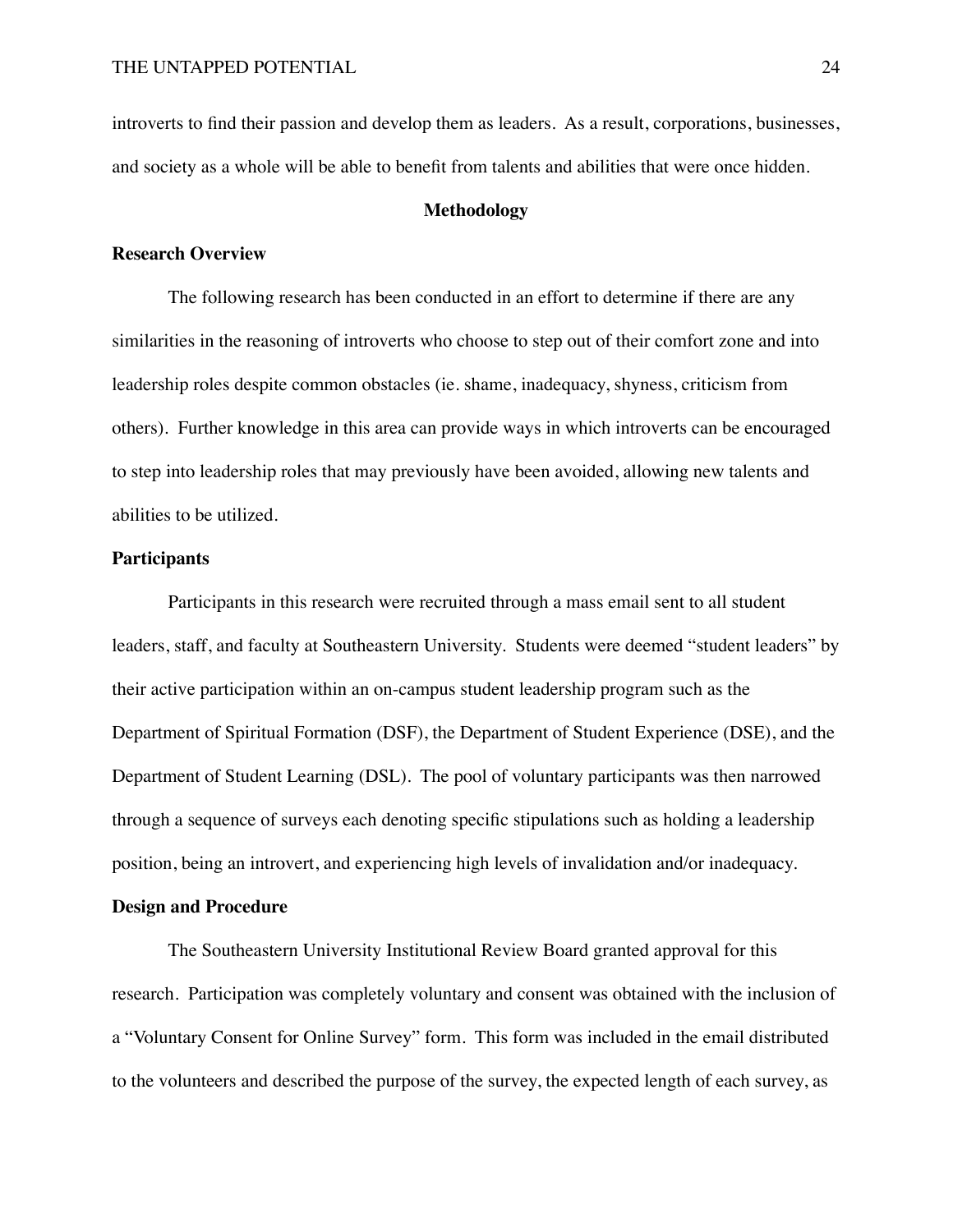introverts to find their passion and develop them as leaders. As a result, corporations, businesses, and society as a whole will be able to benefit from talents and abilities that were once hidden.

## Methodology

### Research Overview

The following research has been conducted in an effort to determine if there are any similarities in the reasoning of introverts who choose to step out of their comfort zone and into leadership roles despite common obstacles (ie. shame, inadequacy, shyness, criticism from others). Further knowledge in this area can provide ways in which introverts can be encouraged to step into leadership roles that may previously have been avoided, allowing new talents and abilities to be utilized.

### Participants

Participants in this research were recruited through a mass email sent to all student leaders, staff, and faculty at Southeastern University. Students were deemed "student leaders" by their active participation within an on-campus student leadership program such as the Department of Spiritual Formation (DSF), the Department of Student Experience (DSE), and the Department of Student Learning (DSL). The pool of voluntary participants was then narrowed through a sequence of surveys each denoting specific stipulations such as holding a leadership position, being an introvert, and experiencing high levels of invalidation and/or inadequacy.

### Design and Procedure

The Southeastern University Institutional Review Board granted approval for this research. Participation was completely voluntary and consent was obtained with the inclusion of a "Voluntary Consent for Online Survey" form. This form was included in the email distributed to the volunteers and described the purpose of the survey, the expected length of each survey, as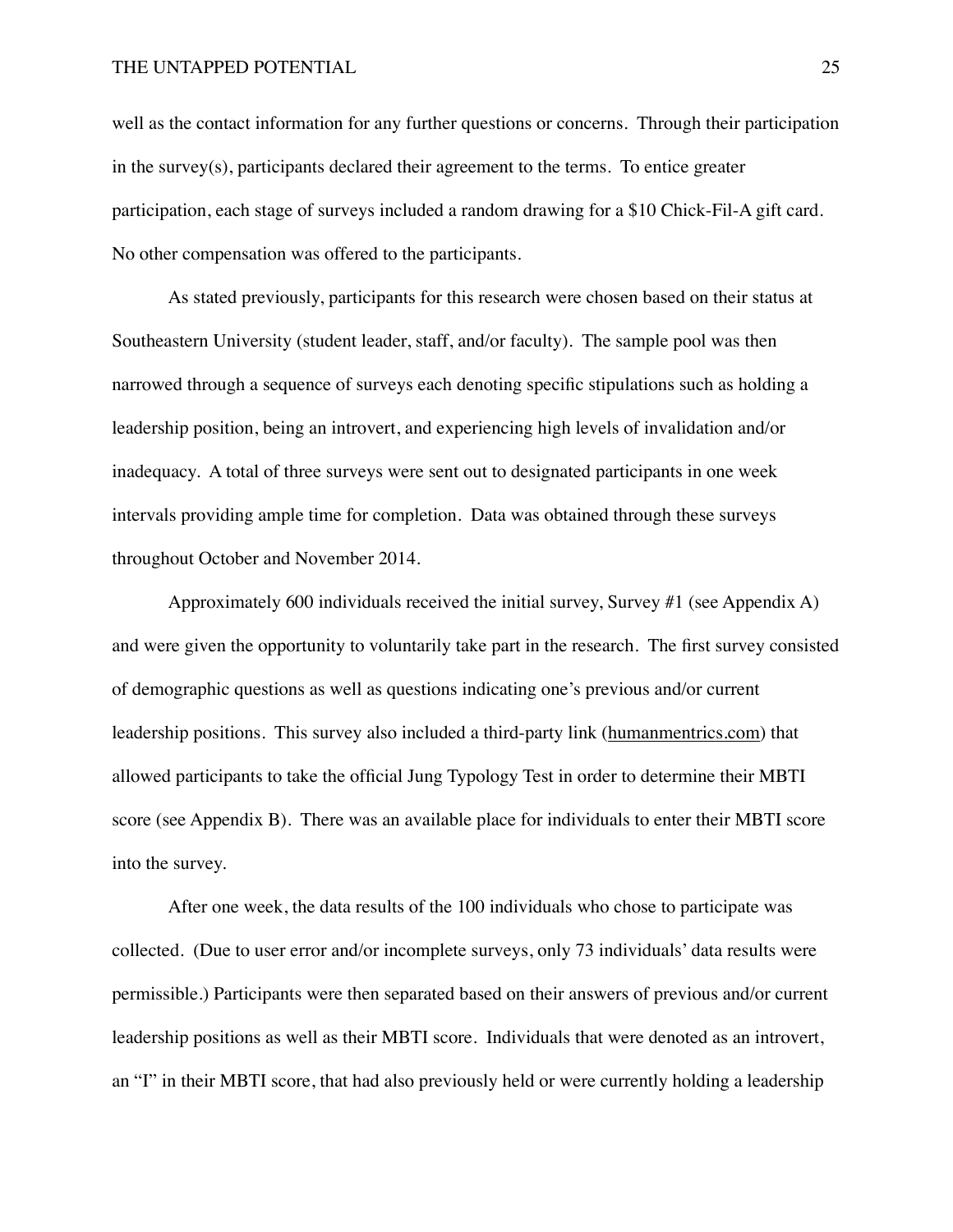well as the contact information for any further questions or concerns. Through their participation in the survey(s), participants declared their agreement to the terms. To entice greater participation, each stage of surveys included a random drawing for a $10 Chick-Fil-A gift card. No other compensation was offered to the participants.

As stated previously, participants for this research were chosen based on their status at Southeastern University (student leader, staff, and/or faculty). The sample pool was then narrowed through a sequence of surveys each denoting specific stipulations such as holding a leadership position, being an introvert, and experiencing high levels of invalidation and/or inadequacy. A total of three surveys were sent out to designated participants in one week intervals providing ample time for completion. Data was obtained through these surveys throughout October and November 2014.

Approximately 600 individuals received the initial survey, Survey #1 (see Appendix A) and were given the opportunity to voluntarily take part in the research. The first survey consisted of demographic questions as well as questions indicating one's previous and/or current leadership positions. This survey also included a third-party link (humanmentrics.com) that allowed participants to take the official Jung Typology Test in order to determine their MBTI score (see Appendix B). There was an available place for individuals to enter their MBTI score into the survey.

After one week, the data results of the 100 individuals who chose to participate was collected. (Due to user error and/or incomplete surveys, only 73 individuals' data results were permissible.) Participants were then separated based on their answers of previous and/or current leadership positions as well as their MBTI score. Individuals that were denoted as an introvert, an "I" in their MBTI score, that had also previously held or were currently holding a leadership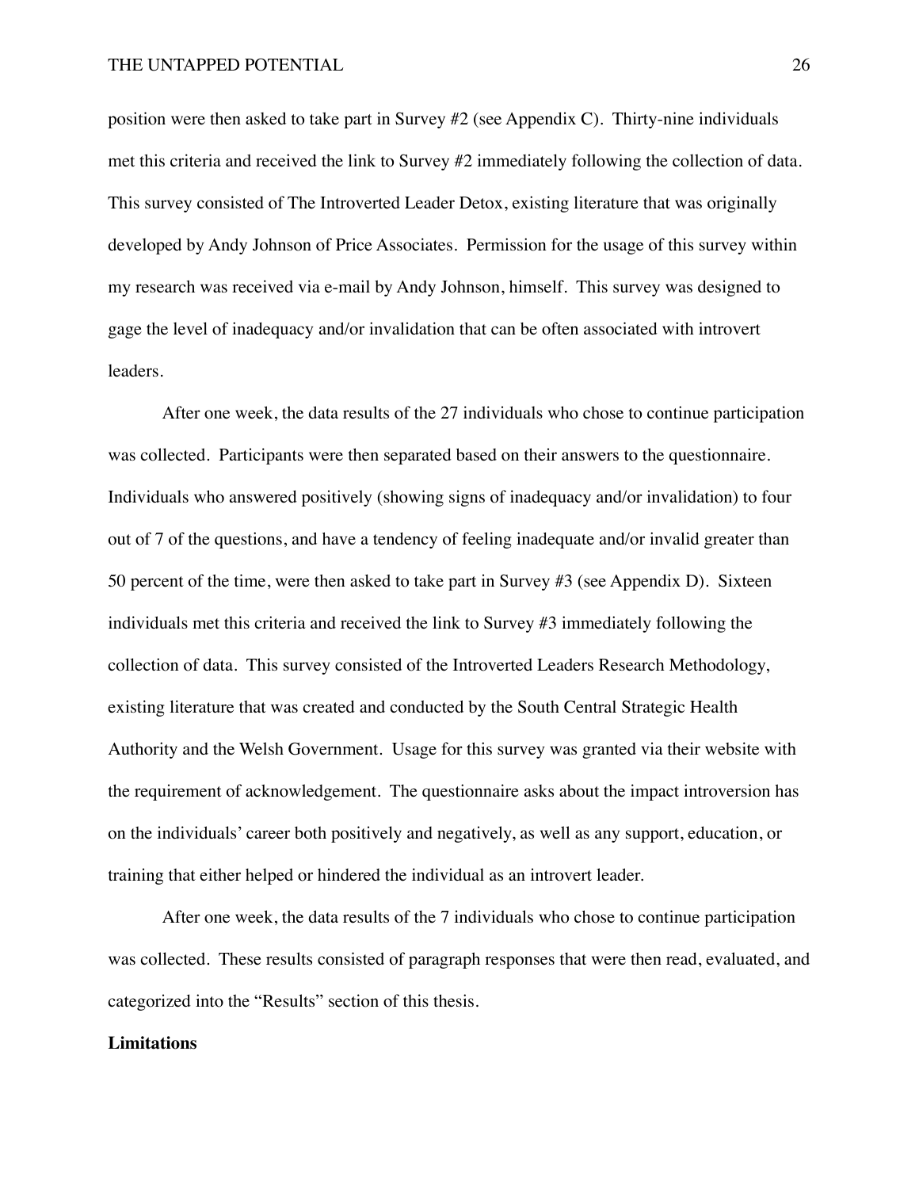position were then asked to take part in Survey #2 (see Appendix C). Thirty-nine individuals met this criteria and received the link to Survey #2 immediately following the collection of data. This survey consisted of The Introverted Leader Detox, existing literature that was originally developed by Andy Johnson of Price Associates. Permission for the usage of this survey within my research was received via e-mail by Andy Johnson, himself. This survey was designed to gage the level of inadequacy and/or invalidation that can be often associated with introvert leaders.

After one week, the data results of the 27 individuals who chose to continue participation was collected. Participants were then separated based on their answers to the questionnaire. Individuals who answered positively (showing signs of inadequacy and/or invalidation) to four out of 7 of the questions, and have a tendency of feeling inadequate and/or invalid greater than 50 percent of the time, were then asked to take part in Survey #3 (see Appendix D). Sixteen individuals met this criteria and received the link to Survey #3 immediately following the collection of data. This survey consisted of the Introverted Leaders Research Methodology, existing literature that was created and conducted by the South Central Strategic Health Authority and the Welsh Government. Usage for this survey was granted via their website with the requirement of acknowledgement. The questionnaire asks about the impact introversion has on the individuals' career both positively and negatively, as well as any support, education, or training that either helped or hindered the individual as an introvert leader.

After one week, the data results of the 7 individuals who chose to continue participation was collected. These results consisted of paragraph responses that were then read, evaluated, and categorized into the "Results" section of this thesis.

**Limitations**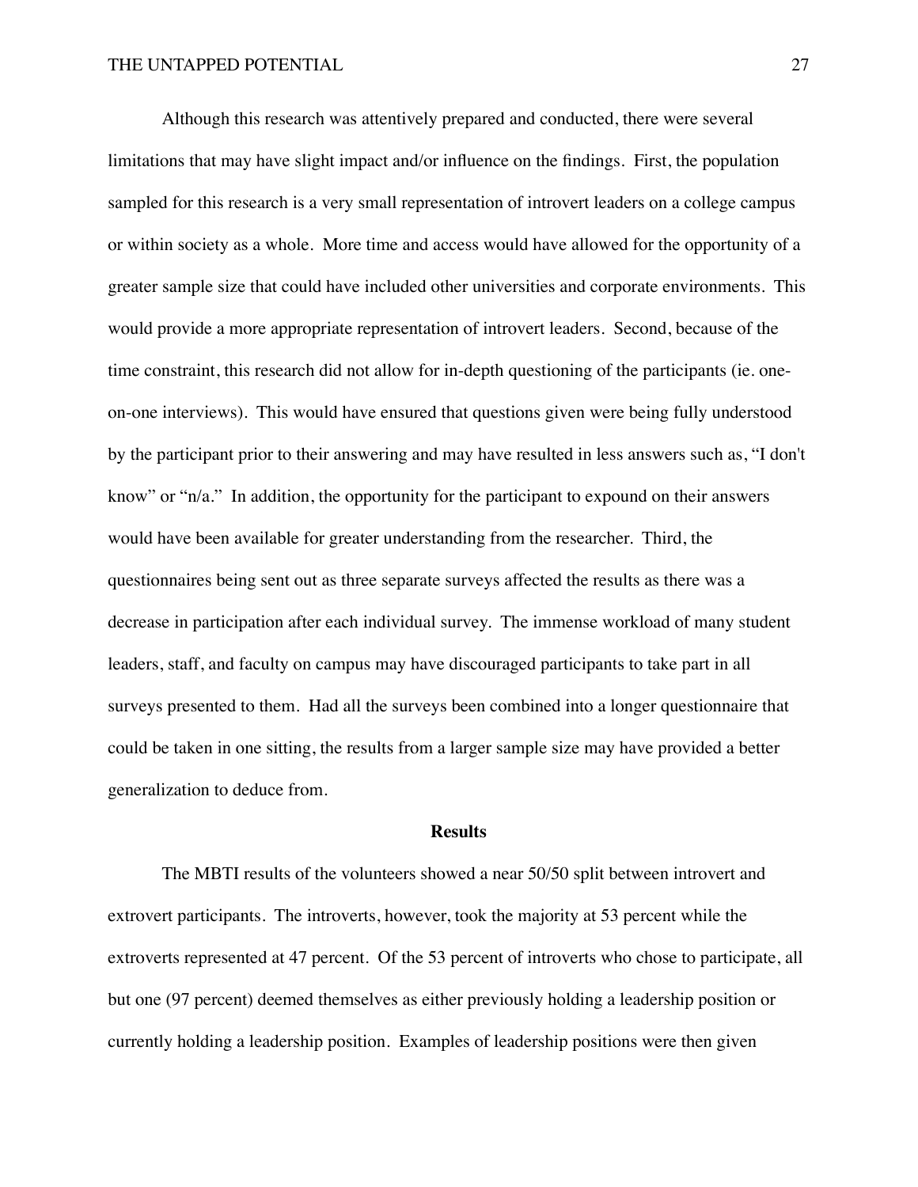Although this research was attentively prepared and conducted, there were several limitations that may have slight impact and/or influence on the findings. First, the population sampled for this research is a very small representation of introvert leaders on a college campus or within society as a whole. More time and access would have allowed for the opportunity of a greater sample size that could have included other universities and corporate environments. This would provide a more appropriate representation of introvert leaders. Second, because of the time constraint, this research did not allow for in-depth questioning of the participants (ie. one-on-one interviews). This would have ensured that questions given were being fully understood by the participant prior to their answering and may have resulted in less answers such as, "I don't know" or "n/a." In addition, the opportunity for the participant to expound on their answers would have been available for greater understanding from the researcher. Third, the questionnaires being sent out as three separate surveys affected the results as there was a decrease in participation after each individual survey. The immense workload of many student leaders, staff, and faculty on campus may have discouraged participants to take part in all surveys presented to them. Had all the surveys been combined into a longer questionnaire that could be taken in one sitting, the results from a larger sample size may have provided a better generalization to deduce from.

## Results

The MBTI results of the volunteers showed a near 50/50 split between introvert and extrovert participants. The introverts, however, took the majority at 53 percent while the extroverts represented at 47 percent. Of the 53 percent of introverts who chose to participate, all but one (97 percent) deemed themselves as either previously holding a leadership position or currently holding a leadership position. Examples of leadership positions were then given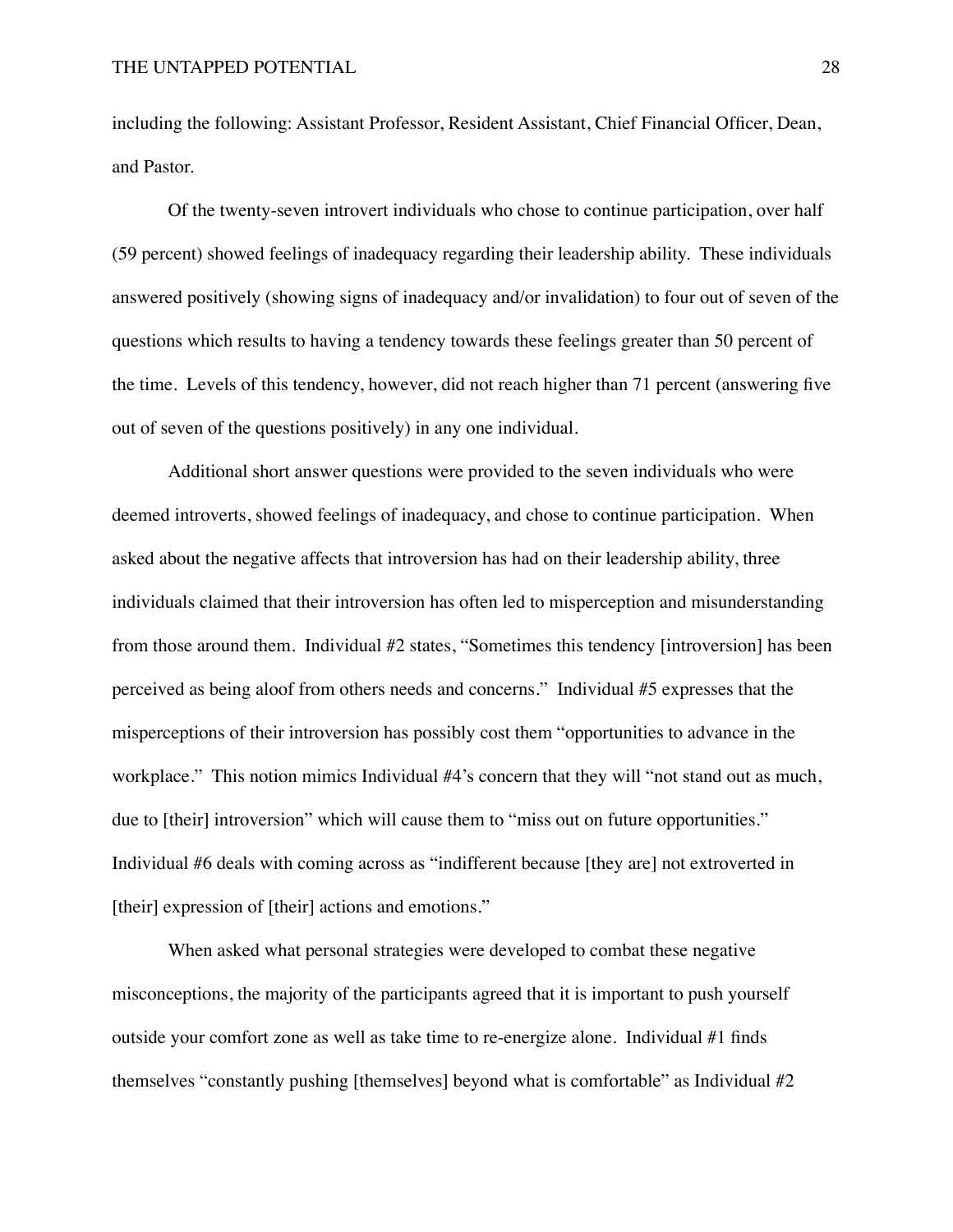including the following: Assistant Professor, Resident Assistant, Chief Financial Officer, Dean, and Pastor.

Of the twenty-seven introvert individuals who chose to continue participation, over half (59 percent) showed feelings of inadequacy regarding their leadership ability. These individuals answered positively (showing signs of inadequacy and/or invalidation) to four out of seven of the questions which results to having a tendency towards these feelings greater than 50 percent of the time. Levels of this tendency, however, did not reach higher than 71 percent (answering five out of seven of the questions positively) in any one individual.

Additional short answer questions were provided to the seven individuals who were deemed introverts, showed feelings of inadequacy, and chose to continue participation. When asked about the negative affects that introversion has had on their leadership ability, three individuals claimed that their introversion has often led to misperception and misunderstanding from those around them. Individual #2 states, "Sometimes this tendency [introversion] has been perceived as being aloof from others needs and concerns." Individual #5 expresses that the misperceptions of their introversion has possibly cost them "opportunities to advance in the workplace." This notion mimics Individual #4's concern that they will "not stand out as much, due to [their] introversion" which will cause them to "miss out on future opportunities." Individual #6 deals with coming across as "indifferent because [they are] not extroverted in [their] expression of [their] actions and emotions."

When asked what personal strategies were developed to combat these negative misconceptions, the majority of the participants agreed that it is important to push yourself outside your comfort zone as well as take time to re-energize alone. Individual #1 finds themselves "constantly pushing [themselves] beyond what is comfortable" as Individual #2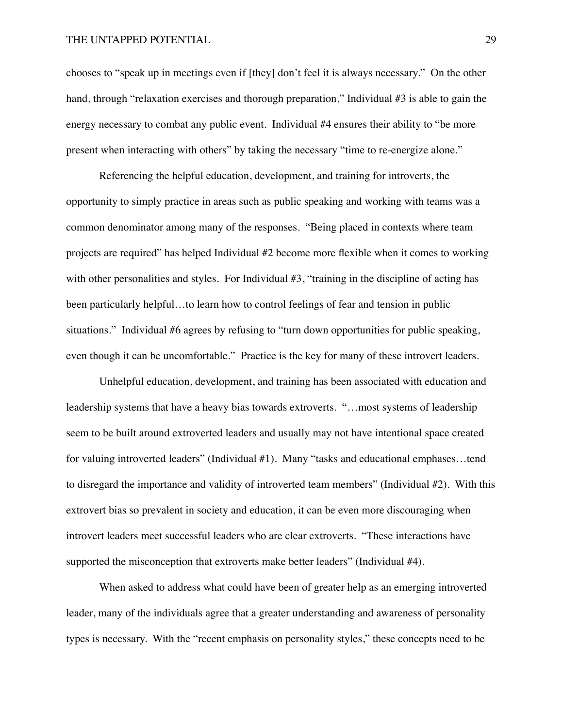chooses to "speak up in meetings even if [they] don't feel it is always necessary." On the other hand, through "relaxation exercises and thorough preparation," Individual #3 is able to gain the energy necessary to combat any public event. Individual #4 ensures their ability to "be more present when interacting with others" by taking the necessary "time to re-energize alone."

Referencing the helpful education, development, and training for introverts, the opportunity to simply practice in areas such as public speaking and working with teams was a common denominator among many of the responses. "Being placed in contexts where team projects are required" has helped Individual #2 become more flexible when it comes to working with other personalities and styles. For Individual #3, "training in the discipline of acting has been particularly helpful…to learn how to control feelings of fear and tension in public situations." Individual #6 agrees by refusing to "turn down opportunities for public speaking, even though it can be uncomfortable." Practice is the key for many of these introvert leaders.

Unhelpful education, development, and training has been associated with education and leadership systems that have a heavy bias towards extroverts. "…most systems of leadership seem to be built around extroverted leaders and usually may not have intentional space created for valuing introverted leaders" (Individual #1). Many "tasks and educational emphases…tend to disregard the importance and validity of introverted team members" (Individual #2). With this extrovert bias so prevalent in society and education, it can be even more discouraging when introvert leaders meet successful leaders who are clear extroverts. "These interactions have supported the misconception that extroverts make better leaders" (Individual #4).

When asked to address what could have been of greater help as an emerging introverted leader, many of the individuals agree that a greater understanding and awareness of personality types is necessary. With the "recent emphasis on personality styles," these concepts need to be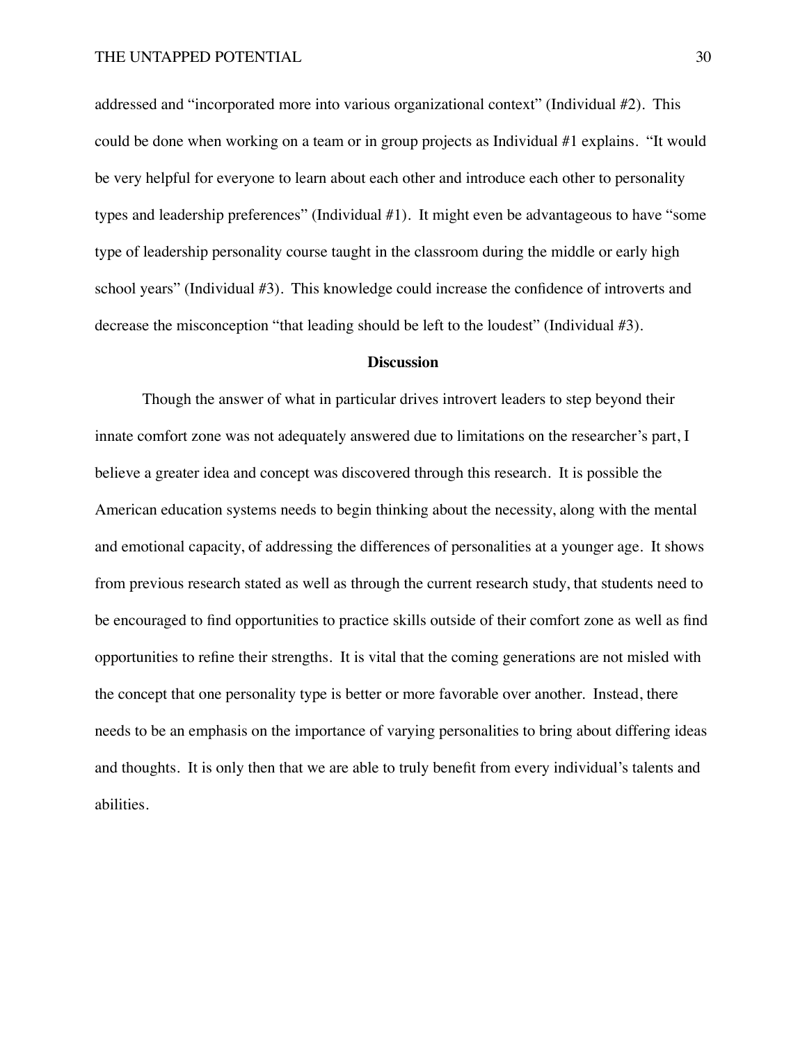addressed and "incorporated more into various organizational context" (Individual #2). This could be done when working on a team or in group projects as Individual #1 explains. "It would be very helpful for everyone to learn about each other and introduce each other to personality types and leadership preferences" (Individual #1). It might even be advantageous to have "some type of leadership personality course taught in the classroom during the middle or early high school years" (Individual #3). This knowledge could increase the confidence of introverts and decrease the misconception "that leading should be left to the loudest" (Individual #3).

## Discussion

Though the answer of what in particular drives introvert leaders to step beyond their innate comfort zone was not adequately answered due to limitations on the researcher's part, I believe a greater idea and concept was discovered through this research. It is possible the American education systems needs to begin thinking about the necessity, along with the mental and emotional capacity, of addressing the differences of personalities at a younger age. It shows from previous research stated as well as through the current research study, that students need to be encouraged to find opportunities to practice skills outside of their comfort zone as well as find opportunities to refine their strengths. It is vital that the coming generations are not misled with the concept that one personality type is better or more favorable over another. Instead, there needs to be an emphasis on the importance of varying personalities to bring about differing ideas and thoughts. It is only then that we are able to truly benefit from every individual's talents and abilities.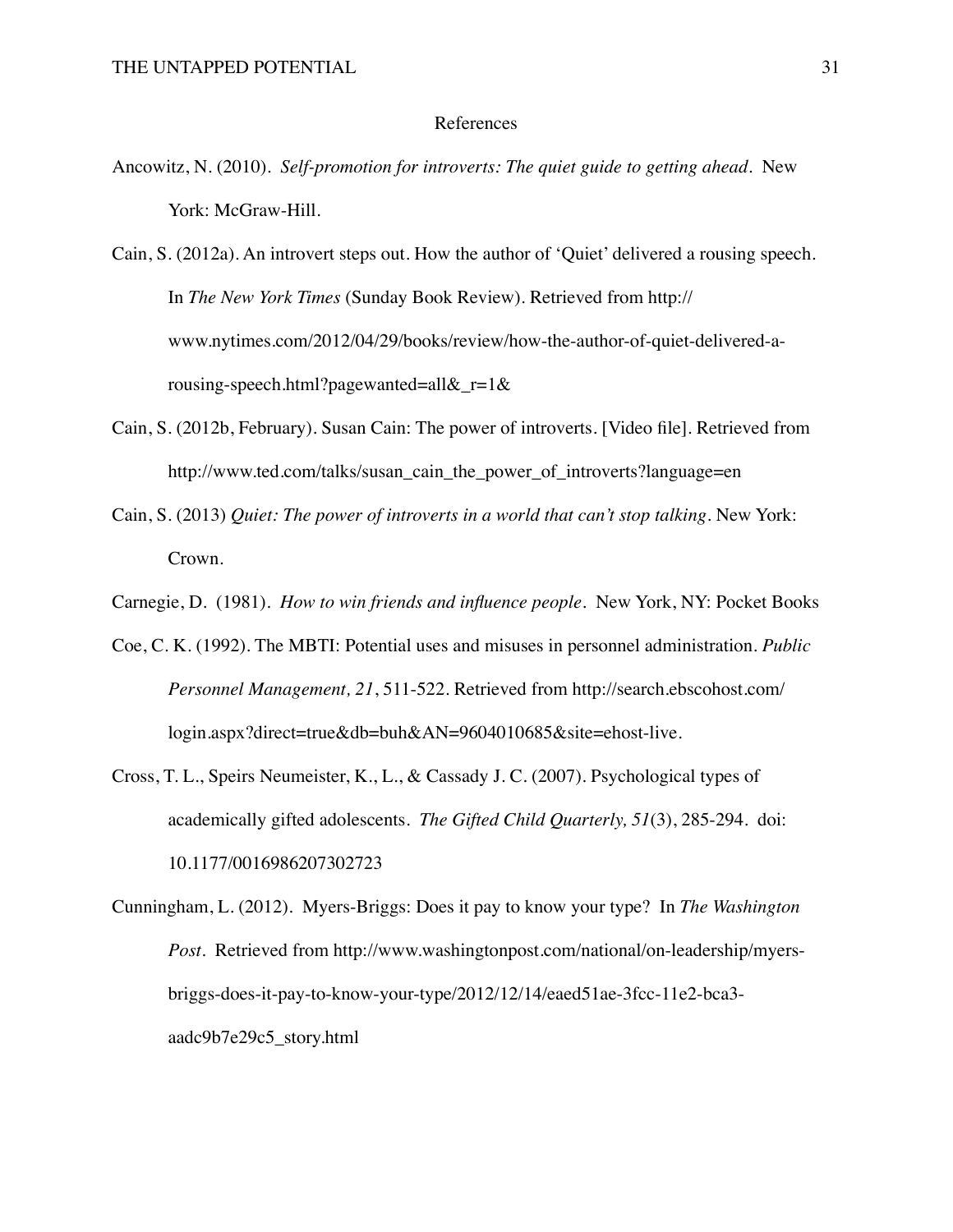# References

Ancowitz, N. (2010). *Self-promotion for introverts: The quiet guide to getting ahead.* New York: McGraw-Hill.

Cain, S. (2012a). An introvert steps out. How the author of 'Quiet' delivered a rousing speech. In *The New York Times* (Sunday Book Review). Retrieved from http://www.nytimes.com/2012/04/29/books/review/how-the-author-of-quiet-delivered-a-rousing-speech.html?pagewanted=all&_r=1&

Cain, S. (2012b, February). Susan Cain: The power of introverts. [Video file]. Retrieved from http://www.ted.com/talks/susan_cain_the_power_of_introverts?language=en

Cain, S. (2013) *Quiet: The power of introverts in a world that can't stop talking*. New York: Crown.

Carnegie, D. (1981). *How to win friends and influence people*. New York, NY: Pocket Books

Coe, C. K. (1992). The MBTI: Potential uses and misuses in personnel administration. *Public Personnel Management, 21*, 511-522. Retrieved from http://search.ebscohost.com/login.aspx?direct=true&db=buh&AN=9604010685&site=ehost-live.

Cross, T. L., Speirs Neumeister, K., L., & Cassady J. C. (2007). Psychological types of academically gifted adolescents. *The Gifted Child Quarterly, 51*(3), 285-294. doi: 10.1177/0016986207302723

Cunningham, L. (2012). Myers-Briggs: Does it pay to know your type? In *The Washington Post*. Retrieved from http://www.washingtonpost.com/national/on-leadership/myers-briggs-does-it-pay-to-know-your-type/2012/12/14/eaed51ae-3fcc-11e2-bca3-aadc9b7e29c5_story.html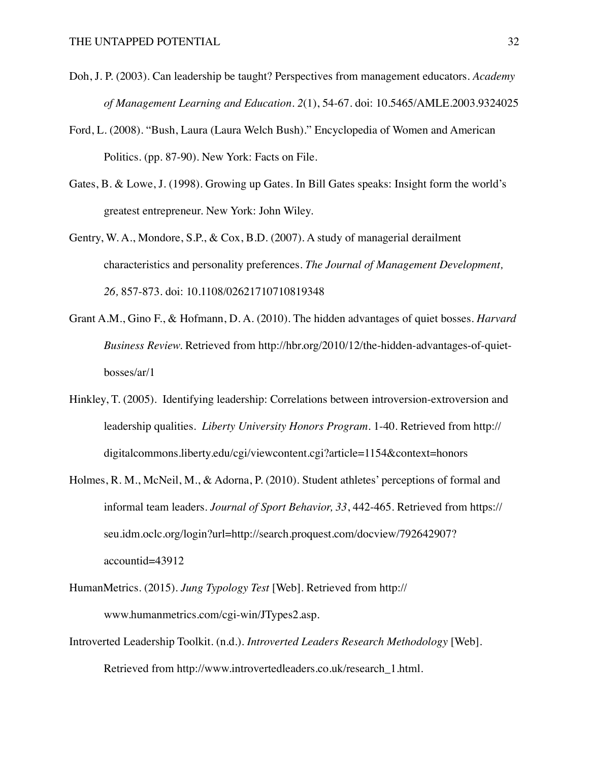Doh, J. P. (2003). Can leadership be taught? Perspectives from management educators. *Academy of Management Learning and Education*. *2*(1), 54-67. doi: 10.5465/AMLE.2003.9324025

Ford, L. (2008). "Bush, Laura (Laura Welch Bush)." Encyclopedia of Women and American Politics. (pp. 87-90). New York: Facts on File.

Gates, B. & Lowe, J. (1998). Growing up Gates. In Bill Gates speaks: Insight form the world's greatest entrepreneur. New York: John Wiley.

Gentry, W. A., Mondore, S.P., & Cox, B.D. (2007). A study of managerial derailment characteristics and personality preferences. *The Journal of Management Development, 26,* 857-873. doi: 10.1108/02621710710819348

Grant A.M., Gino F., & Hofmann, D. A. (2010). The hidden advantages of quiet bosses. *Harvard Business Review.* Retrieved from http://hbr.org/2010/12/the-hidden-advantages-of-quiet-bosses/ar/1

Hinkley, T. (2005). Identifying leadership: Correlations between introversion-extroversion and leadership qualities. *Liberty University Honors Program*. 1-40. Retrieved from http://digitalcommons.liberty.edu/cgi/viewcontent.cgi?article=1154&context=honors

Holmes, R. M., McNeil, M., & Adorna, P. (2010). Student athletes' perceptions of formal and informal team leaders. *Journal of Sport Behavior, 33*, 442-465. Retrieved from https://seu.idm.oclc.org/login?url=http://search.proquest.com/docview/792642907?accountid=43912

HumanMetrics. (2015). *Jung Typology Test* [Web]. Retrieved from http://www.humanmetrics.com/cgi-win/JTypes2.asp.

Introverted Leadership Toolkit. (n.d.). *Introverted Leaders Research Methodology* [Web]. Retrieved from http://www.introvertedleaders.co.uk/research_1.html.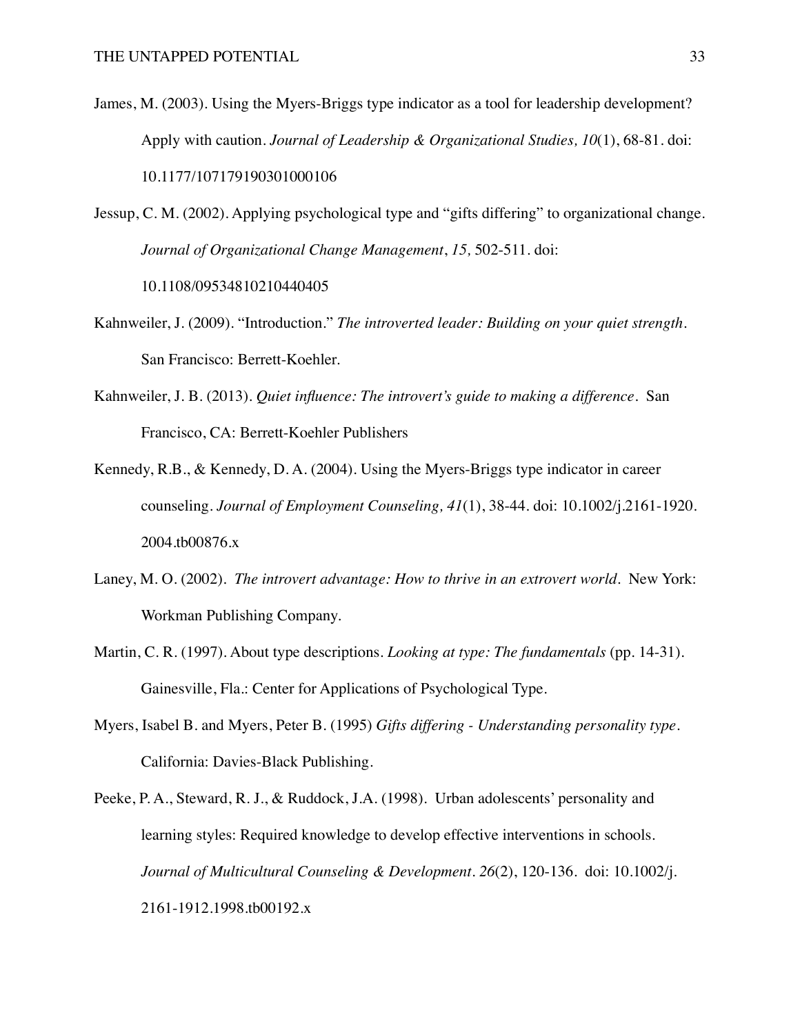James, M. (2003). Using the Myers-Briggs type indicator as a tool for leadership development? Apply with caution. *Journal of Leadership & Organizational Studies, 10*(1), 68-81. doi: 10.1177/107179190301000106

Jessup, C. M. (2002). Applying psychological type and "gifts differing" to organizational change. *Journal of Organizational Change Management*, *15,* 502-511. doi: 10.1108/09534810210440405

Kahnweiler, J. (2009). "Introduction." *The introverted leader: Building on your quiet strength*. San Francisco: Berrett-Koehler.

Kahnweiler, J. B. (2013). *Quiet influence: The introvert's guide to making a difference*. San Francisco, CA: Berrett-Koehler Publishers

Kennedy, R.B., & Kennedy, D. A. (2004). Using the Myers-Briggs type indicator in career counseling. *Journal of Employment Counseling, 41*(1), 38-44. doi: 10.1002/j.2161-1920. 2004.tb00876.x

Laney, M. O. (2002). *The introvert advantage: How to thrive in an extrovert world*. New York: Workman Publishing Company.

Martin, C. R. (1997). About type descriptions. *Looking at type: The fundamentals* (pp. 14-31). Gainesville, Fla.: Center for Applications of Psychological Type.

Myers, Isabel B. and Myers, Peter B. (1995) *Gifts differing - Understanding personality type*. California: Davies-Black Publishing.

Peeke, P. A., Steward, R. J., & Ruddock, J.A. (1998). Urban adolescents' personality and learning styles: Required knowledge to develop effective interventions in schools. *Journal of Multicultural Counseling & Development*. *26*(2), 120-136. doi: 10.1002/j. 2161-1912.1998.tb00192.x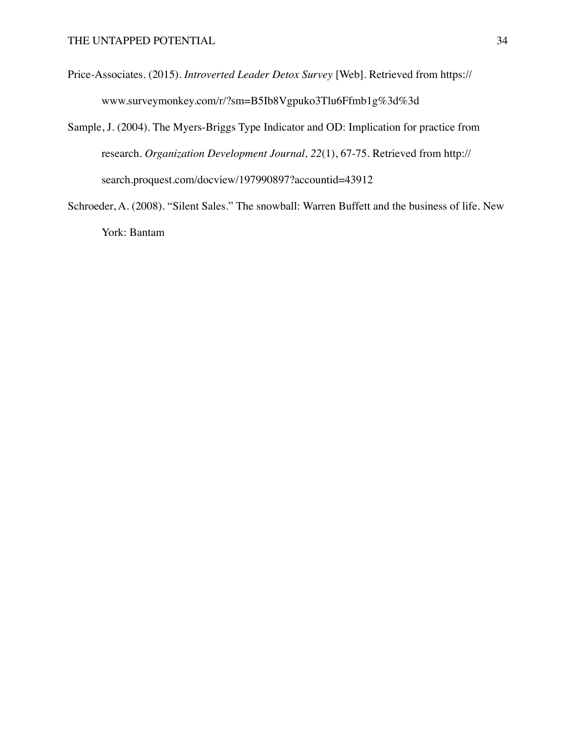Price-Associates. (2015). *Introverted Leader Detox Survey* [Web]. Retrieved from https://www.surveymonkey.com/r/?sm=B5Ib8Vgpuko3Tlu6Ffmb1g%3d%3d

Sample, J. (2004). The Myers-Briggs Type Indicator and OD: Implication for practice from research. *Organization Development Journal, 22*(1), 67-75. Retrieved from http://search.proquest.com/docview/197990897?accountid=43912

Schroeder, A. (2008). "Silent Sales." The snowball: Warren Buffett and the business of life. New York: Bantam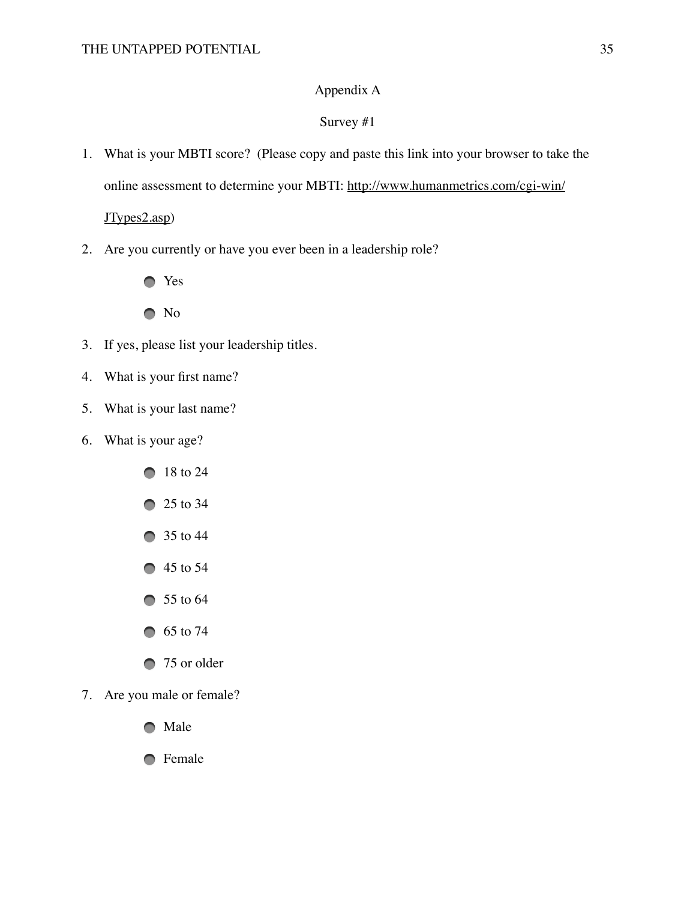# Appendix A

## Survey #1

1. What is your MBTI score? (Please copy and paste this link into your browser to take the online assessment to determine your MBTI: http://www.humanmetrics.com/cgi-win/JTypes2.asp)
2. Are you currently or have you ever been in a leadership role?
   - Yes
   - No
3. If yes, please list your leadership titles.
4. What is your first name?
5. What is your last name?
6. What is your age?
   - 18 to 24
   - 25 to 34
   - 35 to 44
   - 45 to 54
   - 55 to 64
   - 65 to 74
   - 75 or older
7. Are you male or female?
   - Male
   - Female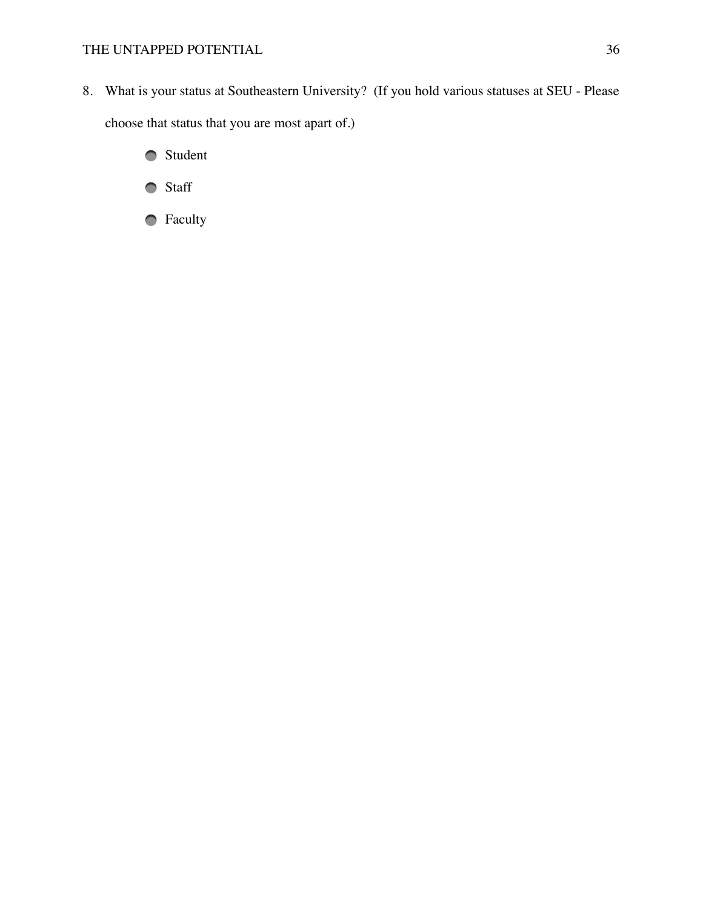8. What is your status at Southeastern University? (If you hold various statuses at SEU - Please choose that status that you are most apart of.)

   - Student
   - Staff
   - Faculty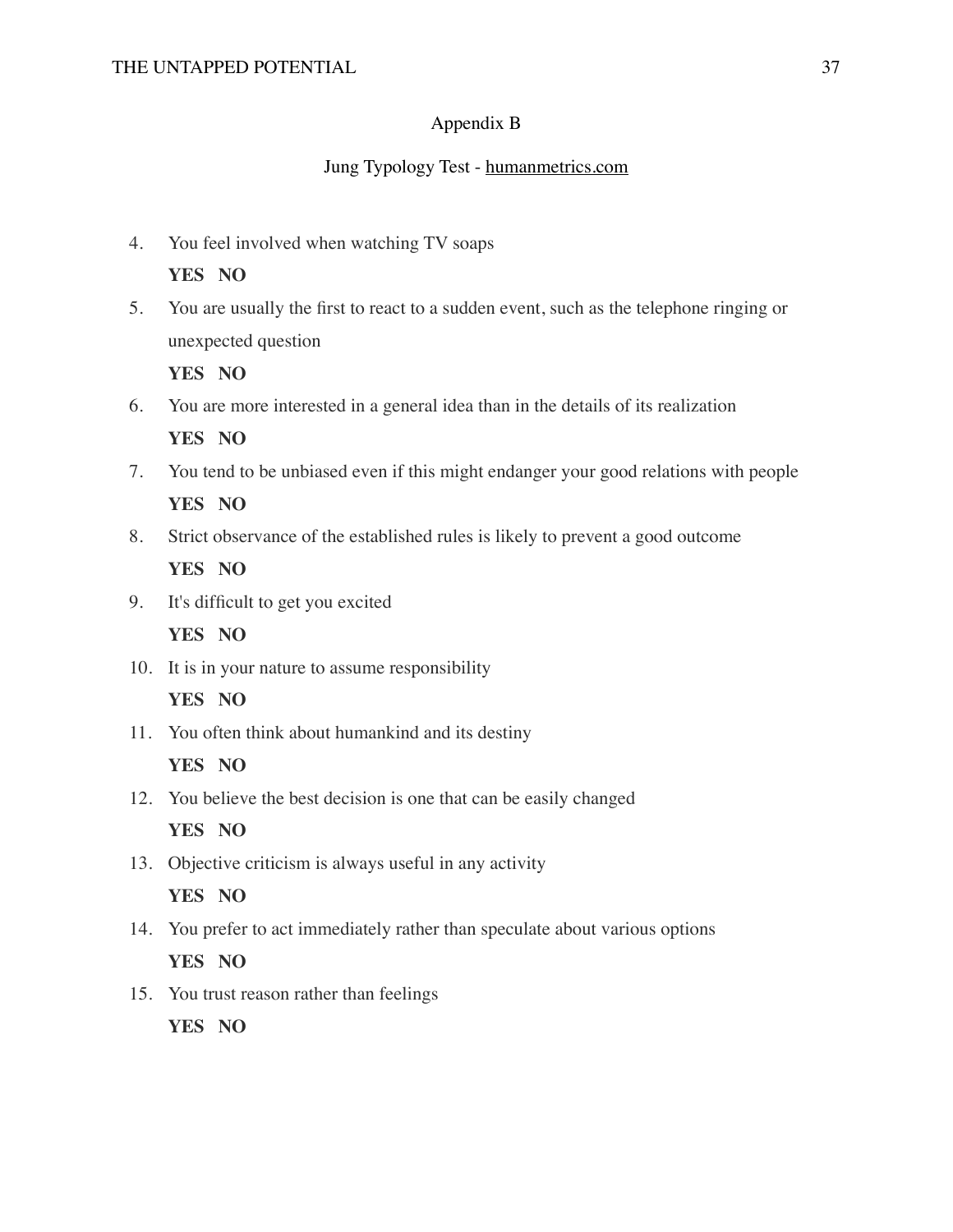## Appendix B

### Jung Typology Test - humanmetrics.com

4. You feel involved when watching TV soaps

   **YES NO**

5. You are usually the first to react to a sudden event, such as the telephone ringing or unexpected question

   **YES NO**

6. You are more interested in a general idea than in the details of its realization

   **YES NO**

7. You tend to be unbiased even if this might endanger your good relations with people

   **YES NO**

8. Strict observance of the established rules is likely to prevent a good outcome

   **YES NO**

9. It's difficult to get you excited

   **YES NO**

10. It is in your nature to assume responsibility

    **YES NO**

11. You often think about humankind and its destiny

    **YES NO**

12. You believe the best decision is one that can be easily changed

    **YES NO**

13. Objective criticism is always useful in any activity

    **YES NO**

14. You prefer to act immediately rather than speculate about various options

    **YES NO**

15. You trust reason rather than feelings

    **YES NO**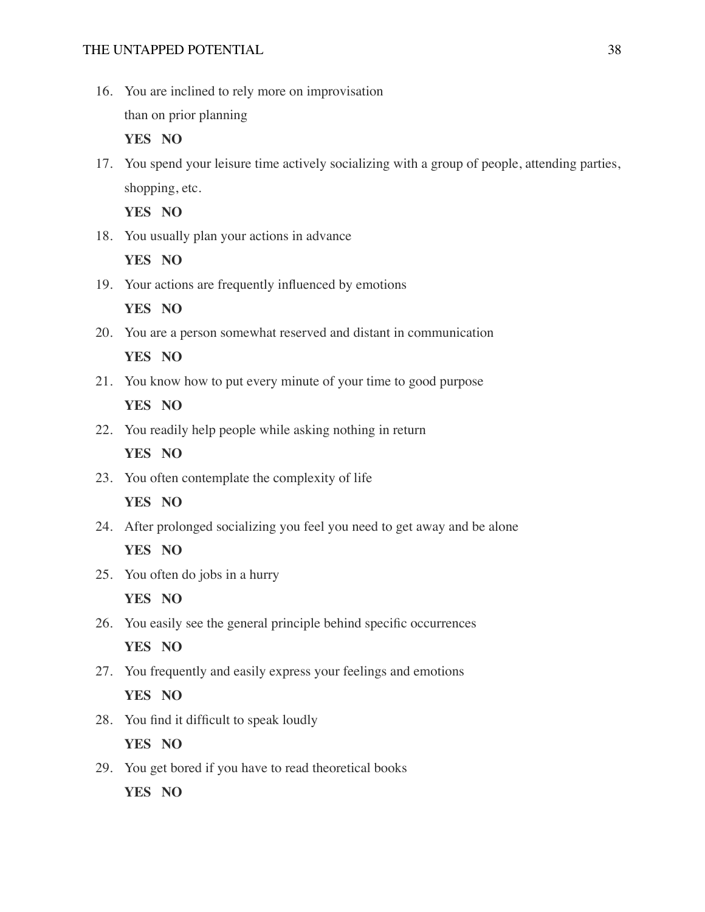16. You are inclined to rely more on improvisation than on prior planning

    **YES NO**

17. You spend your leisure time actively socializing with a group of people, attending parties, shopping, etc.

    **YES NO**

18. You usually plan your actions in advance

    **YES NO**

19. Your actions are frequently influenced by emotions

    **YES NO**

20. You are a person somewhat reserved and distant in communication

    **YES NO**

21. You know how to put every minute of your time to good purpose

    **YES NO**

22. You readily help people while asking nothing in return

    **YES NO**

23. You often contemplate the complexity of life

    **YES NO**

24. After prolonged socializing you feel you need to get away and be alone

    **YES NO**

25. You often do jobs in a hurry

    **YES NO**

26. You easily see the general principle behind specific occurrences

    **YES NO**

27. You frequently and easily express your feelings and emotions

    **YES NO**

28. You find it difficult to speak loudly

    **YES NO**

29. You get bored if you have to read theoretical books

    **YES NO**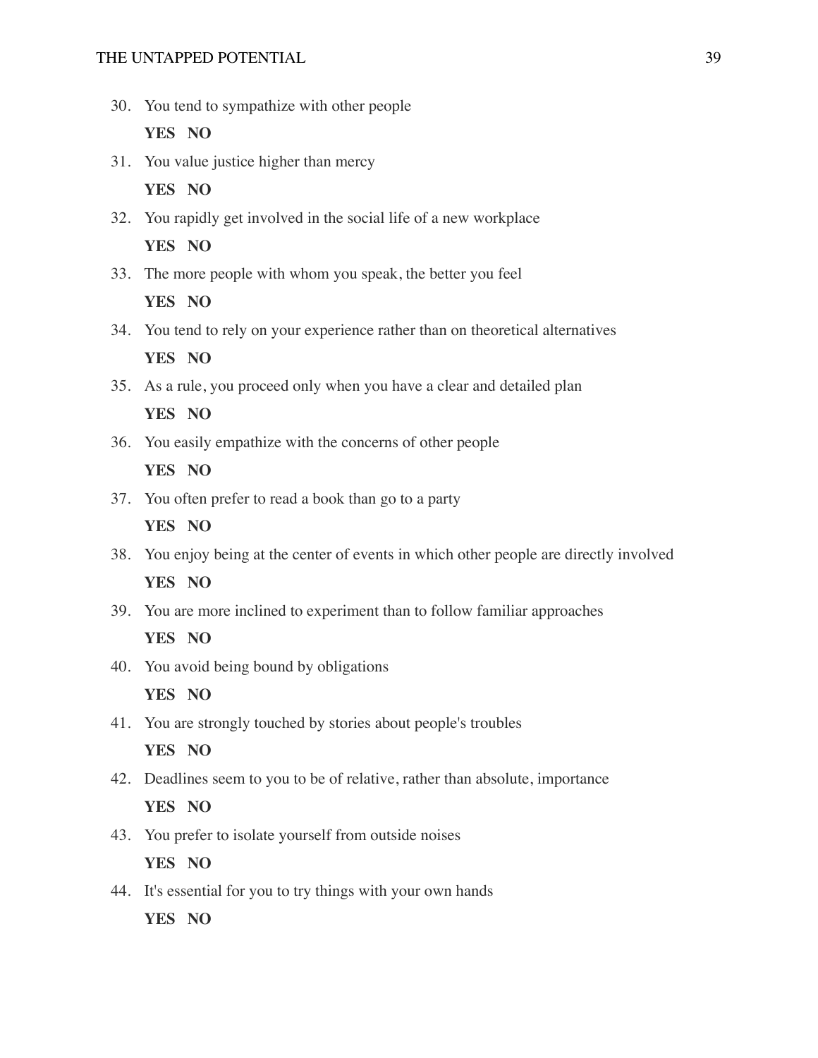30. You tend to sympathize with other people

    **YES NO**

31. You value justice higher than mercy

    **YES NO**

32. You rapidly get involved in the social life of a new workplace

    **YES NO**

33. The more people with whom you speak, the better you feel

    **YES NO**

34. You tend to rely on your experience rather than on theoretical alternatives

    **YES NO**

35. As a rule, you proceed only when you have a clear and detailed plan

    **YES NO**

36. You easily empathize with the concerns of other people

    **YES NO**

37. You often prefer to read a book than go to a party

    **YES NO**

38. You enjoy being at the center of events in which other people are directly involved

    **YES NO**

39. You are more inclined to experiment than to follow familiar approaches

    **YES NO**

40. You avoid being bound by obligations

    **YES NO**

41. You are strongly touched by stories about people's troubles

    **YES NO**

42. Deadlines seem to you to be of relative, rather than absolute, importance

    **YES NO**

43. You prefer to isolate yourself from outside noises

    **YES NO**

44. It's essential for you to try things with your own hands

    **YES NO**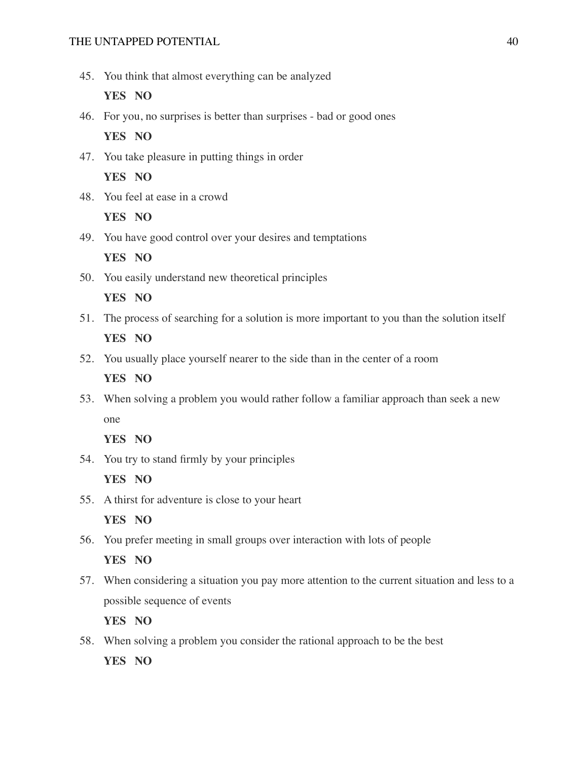45. You think that almost everything can be analyzed

    **YES NO**

46. For you, no surprises is better than surprises - bad or good ones

    **YES NO**

47. You take pleasure in putting things in order

    **YES NO**

48. You feel at ease in a crowd

    **YES NO**

49. You have good control over your desires and temptations

    **YES NO**

50. You easily understand new theoretical principles

    **YES NO**

51. The process of searching for a solution is more important to you than the solution itself

    **YES NO**

52. You usually place yourself nearer to the side than in the center of a room

    **YES NO**

53. When solving a problem you would rather follow a familiar approach than seek a new one

    **YES NO**

54. You try to stand firmly by your principles

    **YES NO**

55. A thirst for adventure is close to your heart

    **YES NO**

56. You prefer meeting in small groups over interaction with lots of people

    **YES NO**

57. When considering a situation you pay more attention to the current situation and less to a possible sequence of events

    **YES NO**

58. When solving a problem you consider the rational approach to be the best

    **YES NO**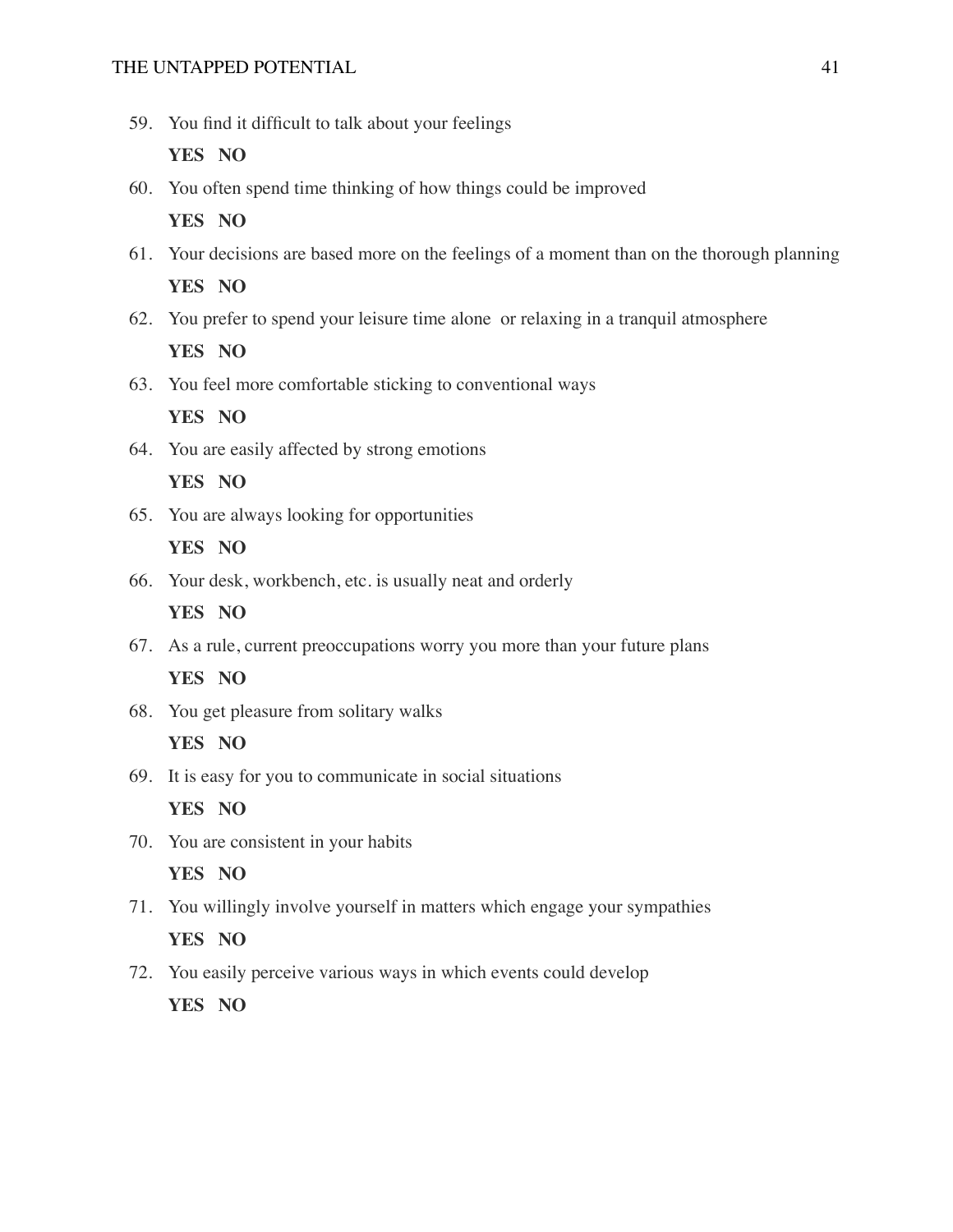59. You find it difficult to talk about your feelings

    **YES NO**

60. You often spend time thinking of how things could be improved

    **YES NO**

61. Your decisions are based more on the feelings of a moment than on the thorough planning

    **YES NO**

62. You prefer to spend your leisure time alone or relaxing in a tranquil atmosphere

    **YES NO**

63. You feel more comfortable sticking to conventional ways

    **YES NO**

64. You are easily affected by strong emotions

    **YES NO**

65. You are always looking for opportunities

    **YES NO**

66. Your desk, workbench, etc. is usually neat and orderly

    **YES NO**

67. As a rule, current preoccupations worry you more than your future plans

    **YES NO**

68. You get pleasure from solitary walks

    **YES NO**

69. It is easy for you to communicate in social situations

    **YES NO**

70. You are consistent in your habits

    **YES NO**

71. You willingly involve yourself in matters which engage your sympathies

    **YES NO**

72. You easily perceive various ways in which events could develop

    **YES NO**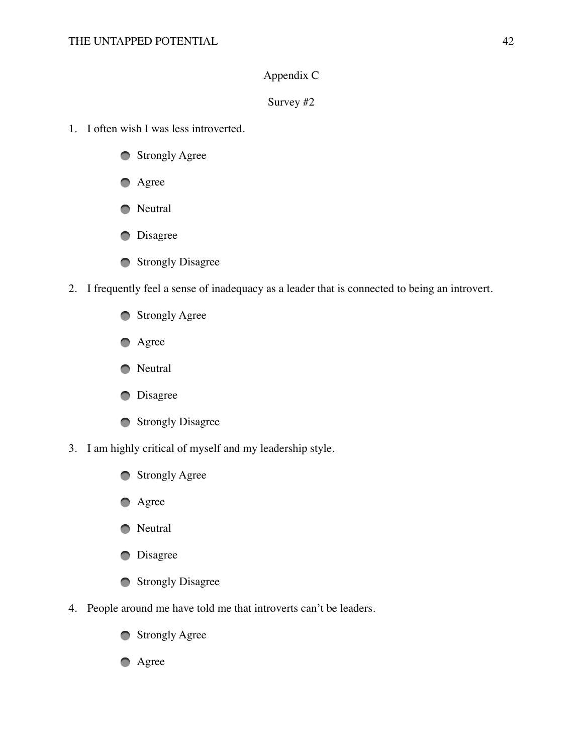## Appendix C

### Survey #2

1. I often wish I was less introverted.
   - Strongly Agree
   - Agree
   - Neutral
   - Disagree
   - Strongly Disagree
2. I frequently feel a sense of inadequacy as a leader that is connected to being an introvert.
   - Strongly Agree
   - Agree
   - Neutral
   - Disagree
   - Strongly Disagree
3. I am highly critical of myself and my leadership style.
   - Strongly Agree
   - Agree
   - Neutral
   - Disagree
   - Strongly Disagree
4. People around me have told me that introverts can't be leaders.
   - Strongly Agree
   - Agree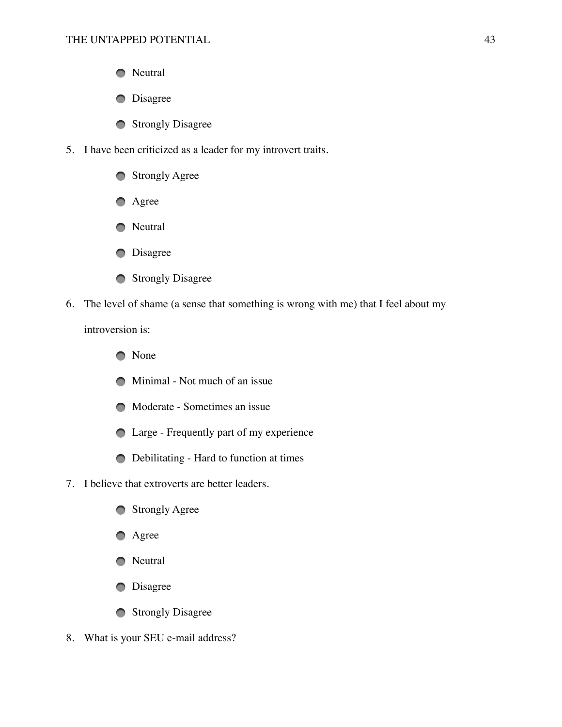- Neutral
- Disagree
- Strongly Disagree

5. I have been criticized as a leader for my introvert traits.
   - Strongly Agree
   - Agree
   - Neutral
   - Disagree
   - Strongly Disagree

6. The level of shame (a sense that something is wrong with me) that I feel about my introversion is:
   - None
   - Minimal - Not much of an issue
   - Moderate - Sometimes an issue
   - Large - Frequently part of my experience
   - Debilitating - Hard to function at times

7. I believe that extroverts are better leaders.
   - Strongly Agree
   - Agree
   - Neutral
   - Disagree
   - Strongly Disagree

8. What is your SEU e-mail address?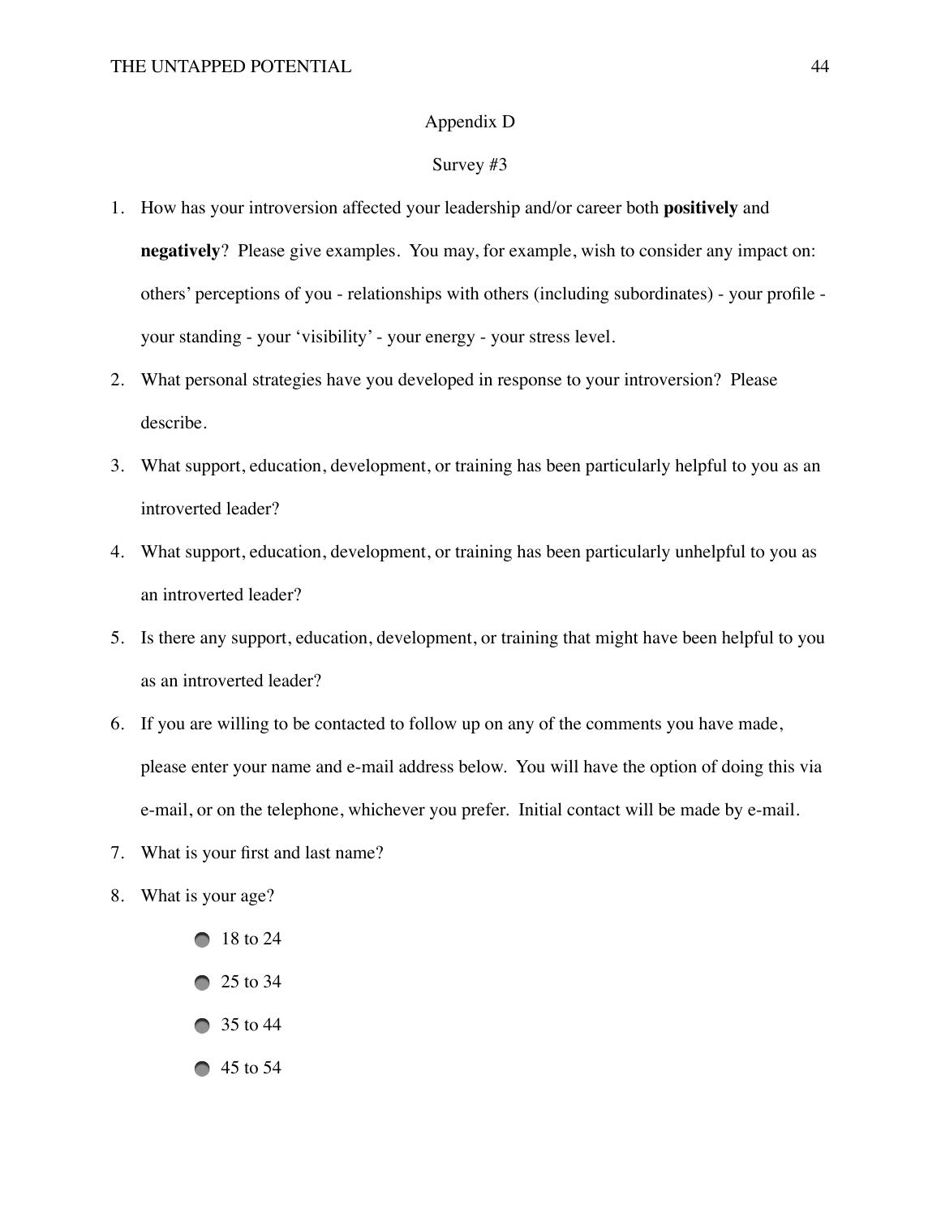## Appendix D

### Survey #3

1. How has your introversion affected your leadership and/or career both **positively** and **negatively**? Please give examples. You may, for example, wish to consider any impact on: others' perceptions of you - relationships with others (including subordinates) - your profile - your standing - your 'visibility' - your energy - your stress level.
2. What personal strategies have you developed in response to your introversion? Please describe.
3. What support, education, development, or training has been particularly helpful to you as an introverted leader?
4. What support, education, development, or training has been particularly unhelpful to you as an introverted leader?
5. Is there any support, education, development, or training that might have been helpful to you as an introverted leader?
6. If you are willing to be contacted to follow up on any of the comments you have made, please enter your name and e-mail address below. You will have the option of doing this via e-mail, or on the telephone, whichever you prefer. Initial contact will be made by e-mail.
7. What is your first and last name?
8. What is your age?
   - 18 to 24
   - 25 to 34
   - 35 to 44
   - 45 to 54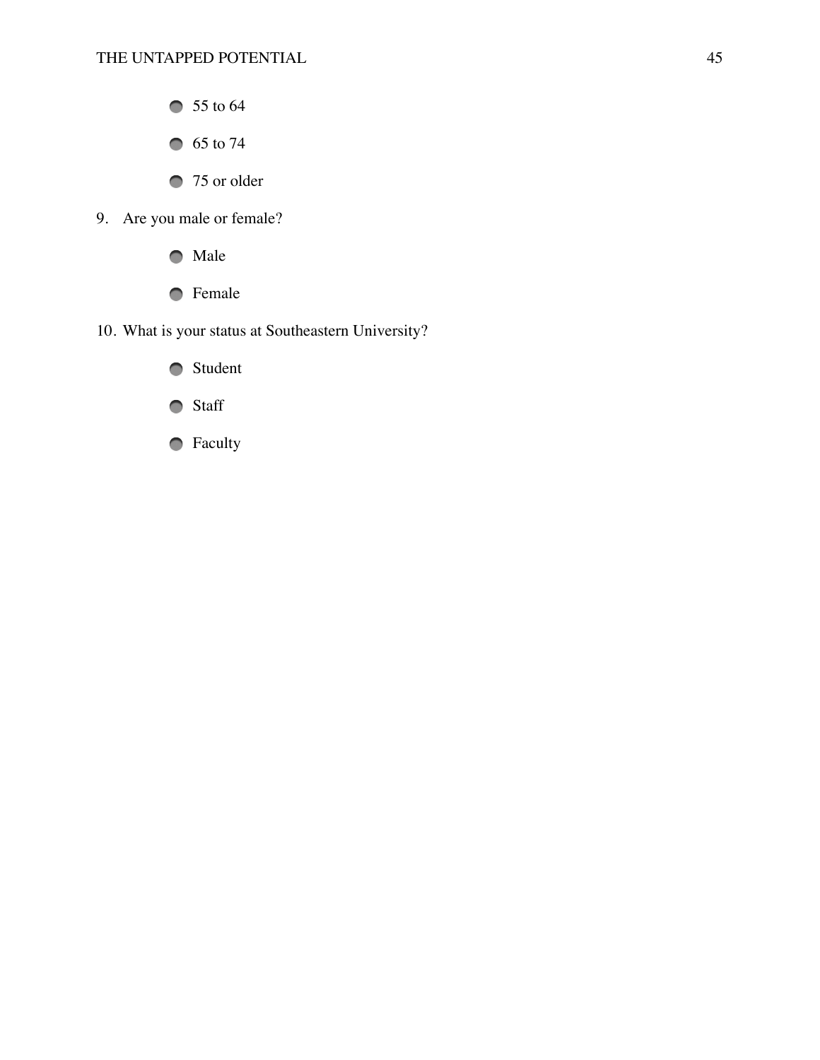- 55 to 64
- 65 to 74
- 75 or older

9. Are you male or female?
   - Male
   - Female

10. What is your status at Southeastern University?
    - Student
    - Staff
    - Faculty